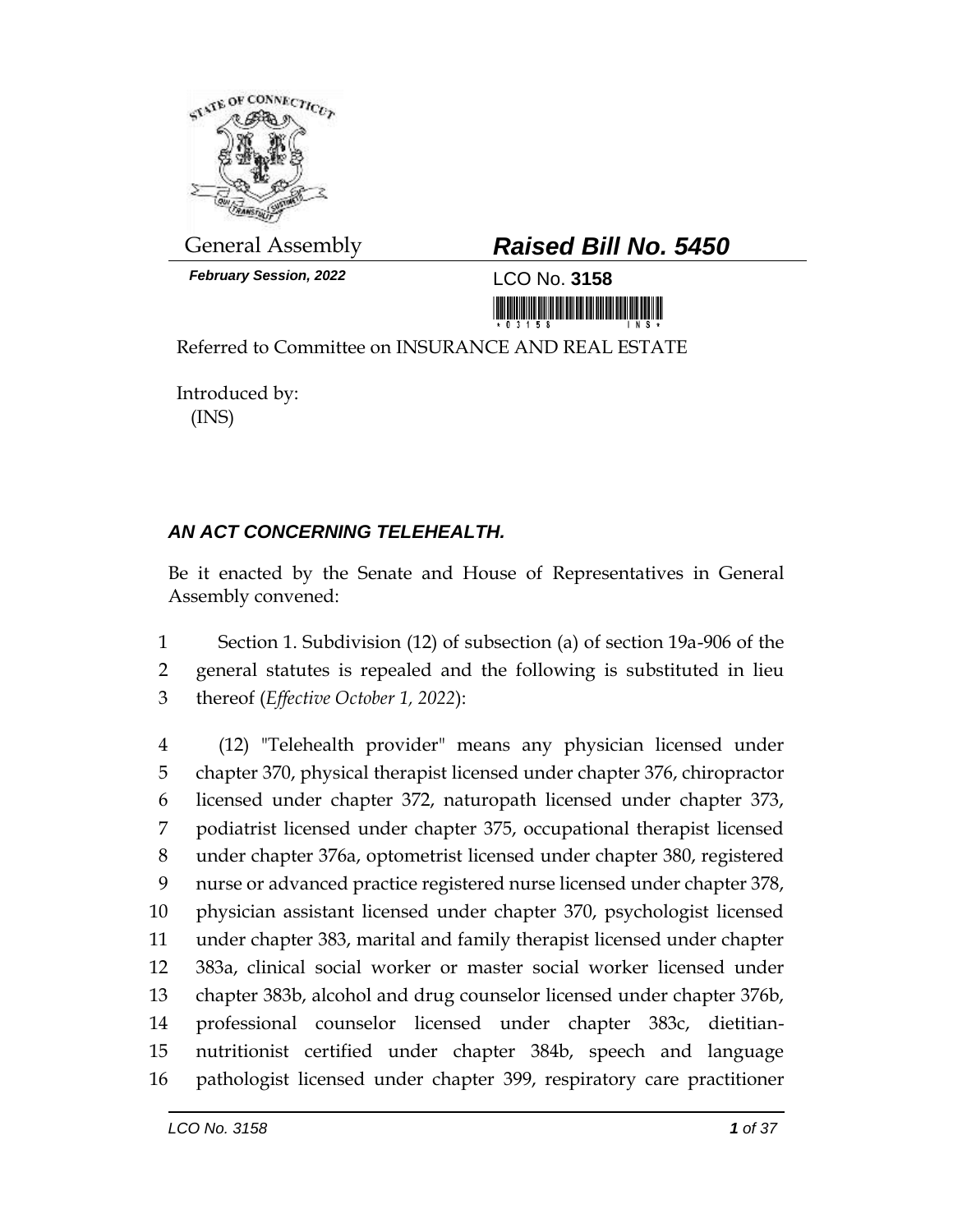General Assembly

***Raised Bill No. 5450***

***February Session, 2022***

LCO No. **3158**

Referred to Committee on INSURANCE AND REAL ESTATE

Introduced by:
(INS)

## *AN ACT CONCERNING TELEHEALTH.*

Be it enacted by the Senate and House of Representatives in General Assembly convened:

1 Section 1. Subdivision (12) of subsection (a) of section 19a-906 of the
2 general statutes is repealed and the following is substituted in lieu
3 thereof (*Effective October 1, 2022*):

4 (12) "Telehealth provider" means any physician licensed under
5 chapter 370, physical therapist licensed under chapter 376, chiropractor
6 licensed under chapter 372, naturopath licensed under chapter 373,
7 podiatrist licensed under chapter 375, occupational therapist licensed
8 under chapter 376a, optometrist licensed under chapter 380, registered
9 nurse or advanced practice registered nurse licensed under chapter 378,
10 physician assistant licensed under chapter 370, psychologist licensed
11 under chapter 383, marital and family therapist licensed under chapter
12 383a, clinical social worker or master social worker licensed under
13 chapter 383b, alcohol and drug counselor licensed under chapter 376b,
14 professional counselor licensed under chapter 383c, dietitian-
15 nutritionist certified under chapter 384b, speech and language
16 pathologist licensed under chapter 399, respiratory care practitioner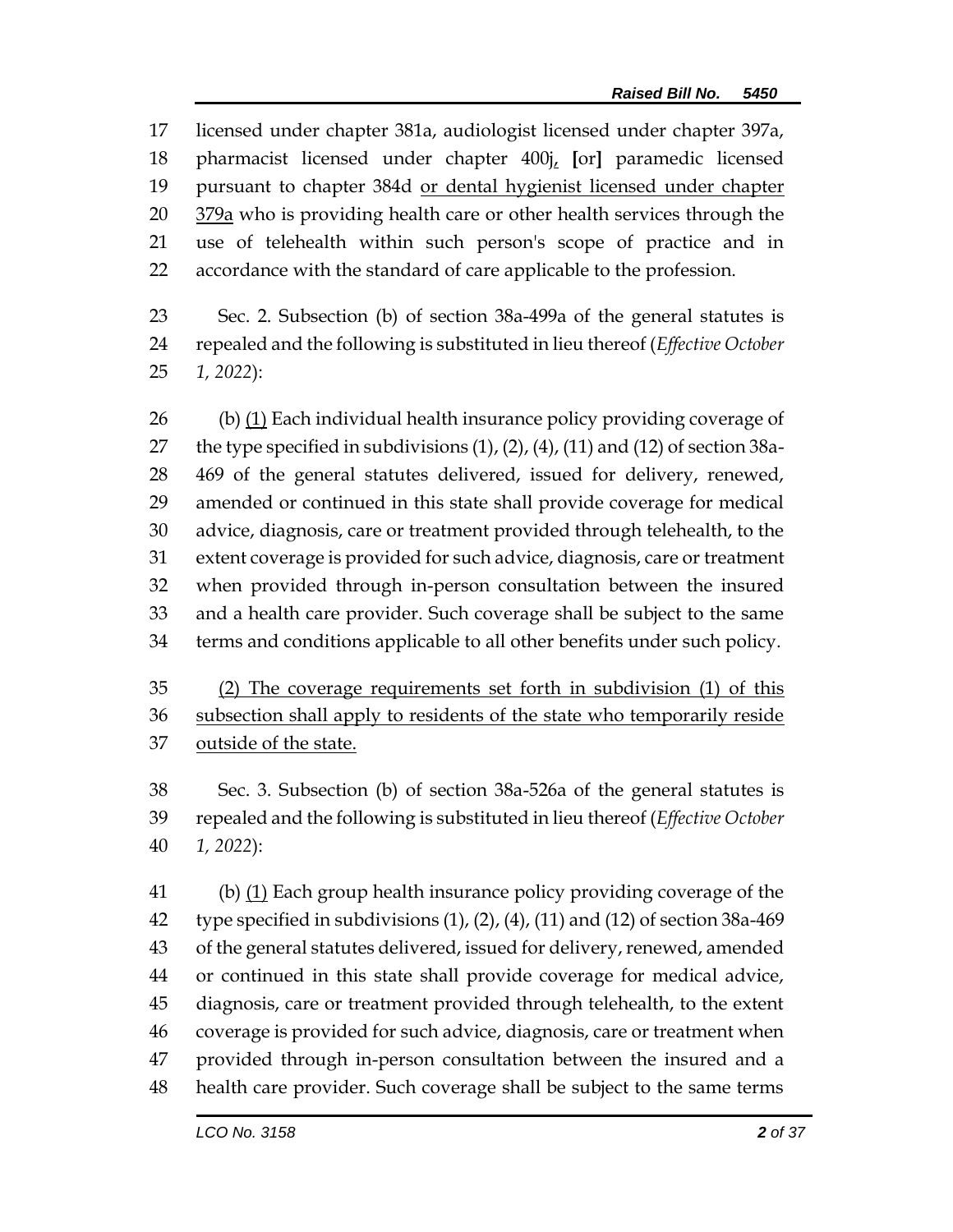licensed under chapter 381a, audiologist licensed under chapter 397a, pharmacist licensed under chapter 400j, [or] paramedic licensed pursuant to chapter 384d <u>or dental hygienist licensed under chapter 379a</u> who is providing health care or other health services through the use of telehealth within such person's scope of practice and in accordance with the standard of care applicable to the profession.

Sec. 2. Subsection (b) of section 38a-499a of the general statutes is repealed and the following is substituted in lieu thereof (*Effective October 1, 2022*):

(b) <u>(1)</u> Each individual health insurance policy providing coverage of the type specified in subdivisions (1), (2), (4), (11) and (12) of section 38a-469 of the general statutes delivered, issued for delivery, renewed, amended or continued in this state shall provide coverage for medical advice, diagnosis, care or treatment provided through telehealth, to the extent coverage is provided for such advice, diagnosis, care or treatment when provided through in-person consultation between the insured and a health care provider. Such coverage shall be subject to the same terms and conditions applicable to all other benefits under such policy.

<u>(2) The coverage requirements set forth in subdivision (1) of this subsection shall apply to residents of the state who temporarily reside outside of the state.</u>

Sec. 3. Subsection (b) of section 38a-526a of the general statutes is repealed and the following is substituted in lieu thereof (*Effective October 1, 2022*):

(b) <u>(1)</u> Each group health insurance policy providing coverage of the type specified in subdivisions (1), (2), (4), (11) and (12) of section 38a-469 of the general statutes delivered, issued for delivery, renewed, amended or continued in this state shall provide coverage for medical advice, diagnosis, care or treatment provided through telehealth, to the extent coverage is provided for such advice, diagnosis, care or treatment when provided through in-person consultation between the insured and a health care provider. Such coverage shall be subject to the same terms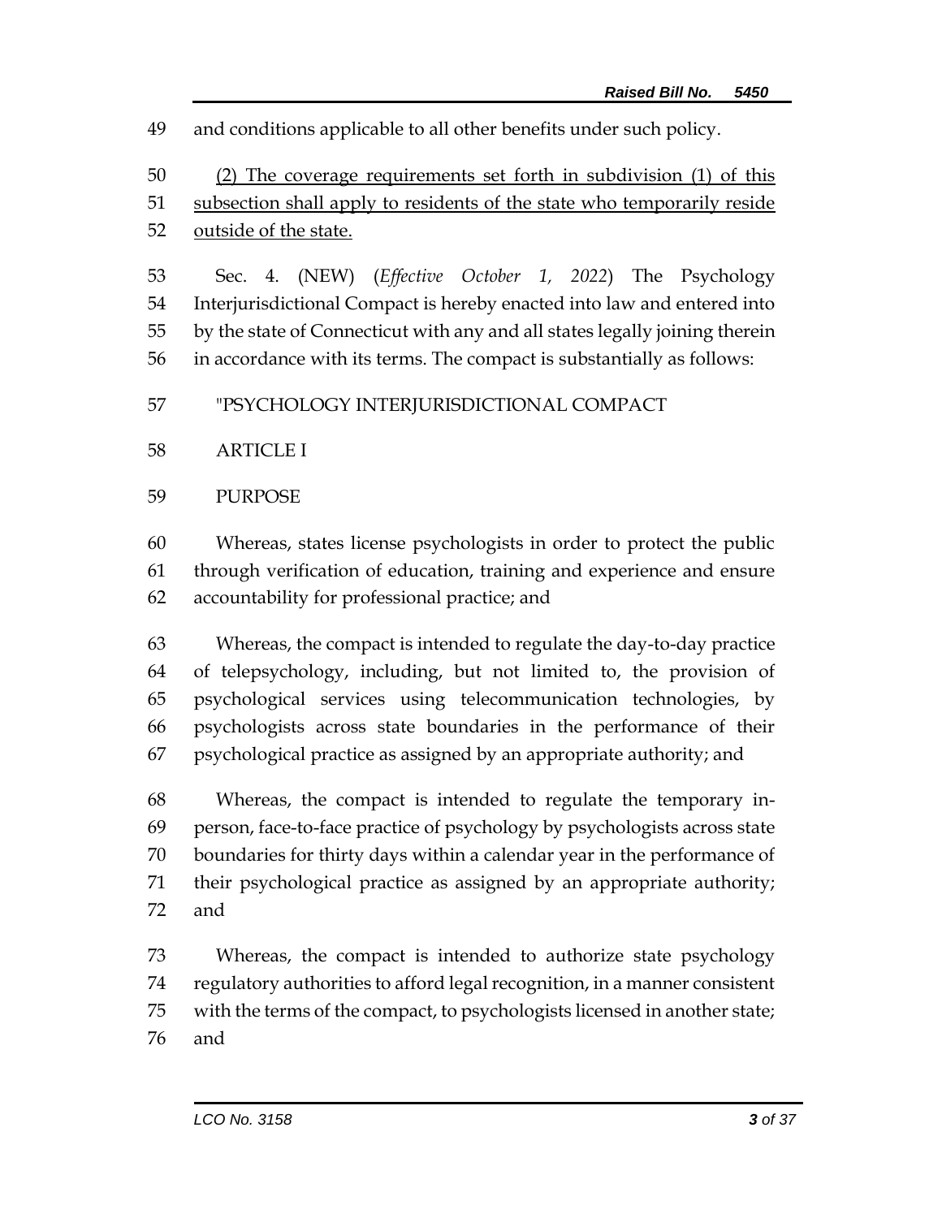and conditions applicable to all other benefits under such policy.

(2) The coverage requirements set forth in subdivision (1) of this subsection shall apply to residents of the state who temporarily reside outside of the state.

Sec. 4. (NEW) (*Effective October 1, 2022*) The Psychology Interjurisdictional Compact is hereby enacted into law and entered into by the state of Connecticut with any and all states legally joining therein in accordance with its terms. The compact is substantially as follows:

"PSYCHOLOGY INTERJURISDICTIONAL COMPACT

ARTICLE I

PURPOSE

Whereas, states license psychologists in order to protect the public through verification of education, training and experience and ensure accountability for professional practice; and

Whereas, the compact is intended to regulate the day-to-day practice of telepsychology, including, but not limited to, the provision of psychological services using telecommunication technologies, by psychologists across state boundaries in the performance of their psychological practice as assigned by an appropriate authority; and

Whereas, the compact is intended to regulate the temporary in-person, face-to-face practice of psychology by psychologists across state boundaries for thirty days within a calendar year in the performance of their psychological practice as assigned by an appropriate authority; and

Whereas, the compact is intended to authorize state psychology regulatory authorities to afford legal recognition, in a manner consistent with the terms of the compact, to psychologists licensed in another state; and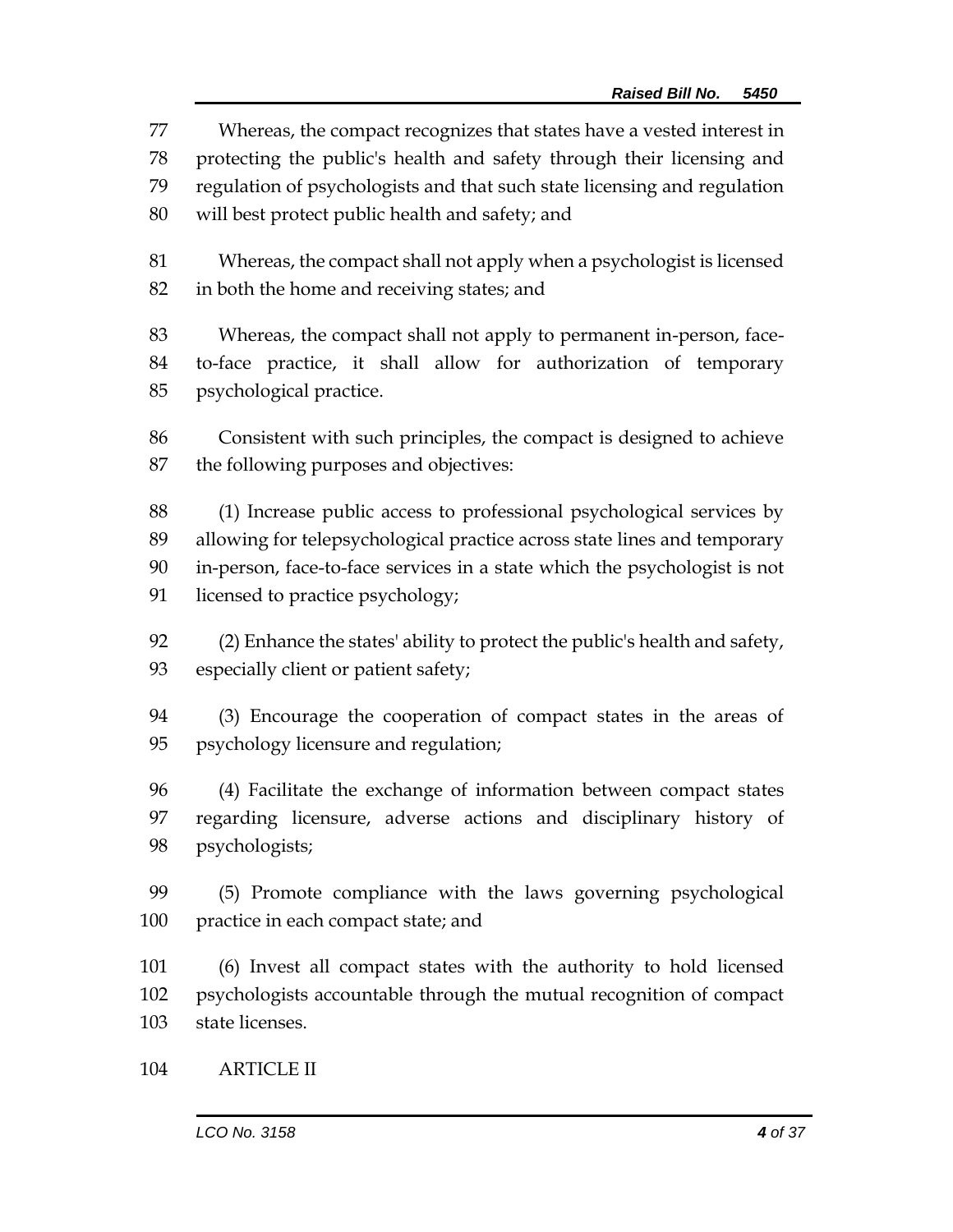Whereas, the compact recognizes that states have a vested interest in protecting the public's health and safety through their licensing and regulation of psychologists and that such state licensing and regulation will best protect public health and safety; and

Whereas, the compact shall not apply when a psychologist is licensed in both the home and receiving states; and

Whereas, the compact shall not apply to permanent in-person, face-to-face practice, it shall allow for authorization of temporary psychological practice.

Consistent with such principles, the compact is designed to achieve the following purposes and objectives:

(1) Increase public access to professional psychological services by allowing for telepsychological practice across state lines and temporary in-person, face-to-face services in a state which the psychologist is not licensed to practice psychology;

(2) Enhance the states' ability to protect the public's health and safety, especially client or patient safety;

(3) Encourage the cooperation of compact states in the areas of psychology licensure and regulation;

(4) Facilitate the exchange of information between compact states regarding licensure, adverse actions and disciplinary history of psychologists;

(5) Promote compliance with the laws governing psychological practice in each compact state; and

(6) Invest all compact states with the authority to hold licensed psychologists accountable through the mutual recognition of compact state licenses.

ARTICLE II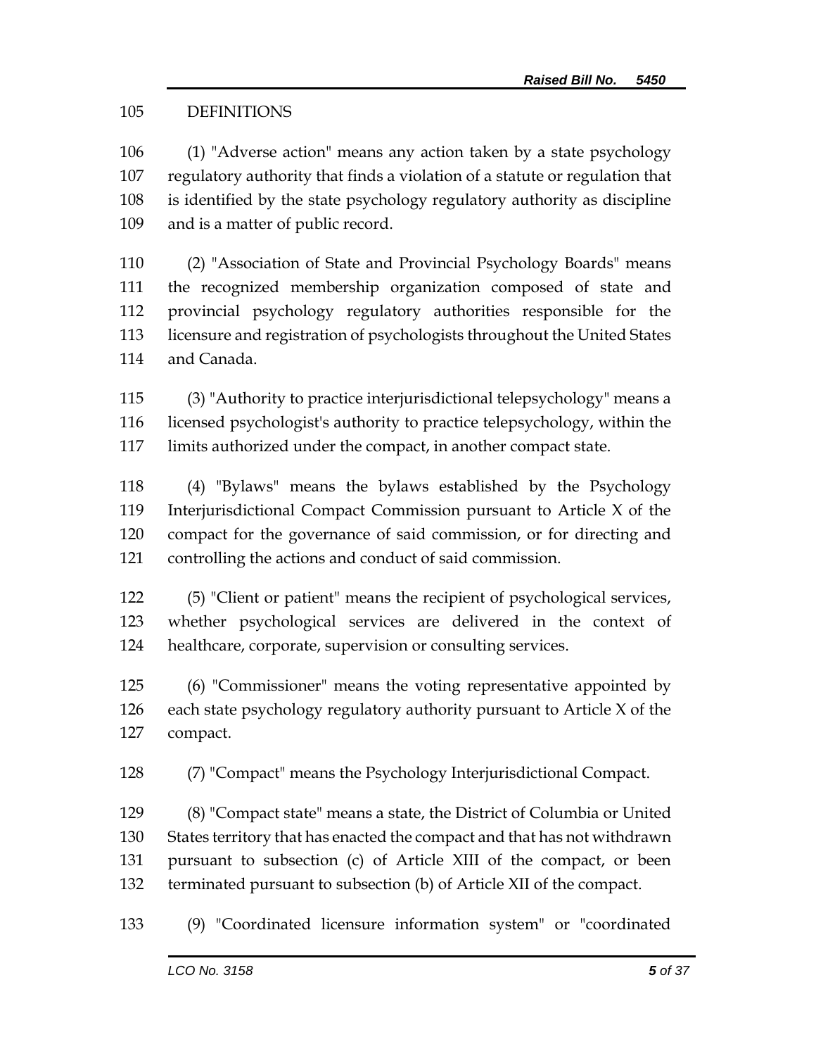DEFINITIONS

(1) "Adverse action" means any action taken by a state psychology regulatory authority that finds a violation of a statute or regulation that is identified by the state psychology regulatory authority as discipline and is a matter of public record.

(2) "Association of State and Provincial Psychology Boards" means the recognized membership organization composed of state and provincial psychology regulatory authorities responsible for the licensure and registration of psychologists throughout the United States and Canada.

(3) "Authority to practice interjurisdictional telepsychology" means a licensed psychologist's authority to practice telepsychology, within the limits authorized under the compact, in another compact state.

(4) "Bylaws" means the bylaws established by the Psychology Interjurisdictional Compact Commission pursuant to Article X of the compact for the governance of said commission, or for directing and controlling the actions and conduct of said commission.

(5) "Client or patient" means the recipient of psychological services, whether psychological services are delivered in the context of healthcare, corporate, supervision or consulting services.

(6) "Commissioner" means the voting representative appointed by each state psychology regulatory authority pursuant to Article X of the compact.

(7) "Compact" means the Psychology Interjurisdictional Compact.

(8) "Compact state" means a state, the District of Columbia or United States territory that has enacted the compact and that has not withdrawn pursuant to subsection (c) of Article XIII of the compact, or been terminated pursuant to subsection (b) of Article XII of the compact.

(9) "Coordinated licensure information system" or "coordinated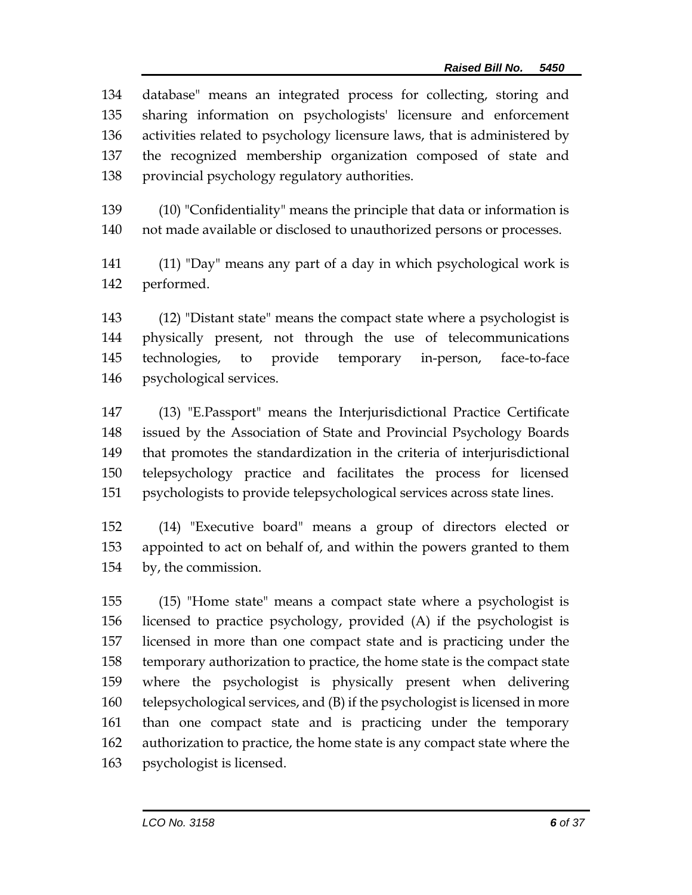database" means an integrated process for collecting, storing and sharing information on psychologists' licensure and enforcement activities related to psychology licensure laws, that is administered by the recognized membership organization composed of state and provincial psychology regulatory authorities.

(10) "Confidentiality" means the principle that data or information is not made available or disclosed to unauthorized persons or processes.

(11) "Day" means any part of a day in which psychological work is performed.

(12) "Distant state" means the compact state where a psychologist is physically present, not through the use of telecommunications technologies, to provide temporary in-person, face-to-face psychological services.

(13) "E.Passport" means the Interjurisdictional Practice Certificate issued by the Association of State and Provincial Psychology Boards that promotes the standardization in the criteria of interjurisdictional telepsychology practice and facilitates the process for licensed psychologists to provide telepsychological services across state lines.

(14) "Executive board" means a group of directors elected or appointed to act on behalf of, and within the powers granted to them by, the commission.

(15) "Home state" means a compact state where a psychologist is licensed to practice psychology, provided (A) if the psychologist is licensed in more than one compact state and is practicing under the temporary authorization to practice, the home state is the compact state where the psychologist is physically present when delivering telepsychological services, and (B) if the psychologist is licensed in more than one compact state and is practicing under the temporary authorization to practice, the home state is any compact state where the psychologist is licensed.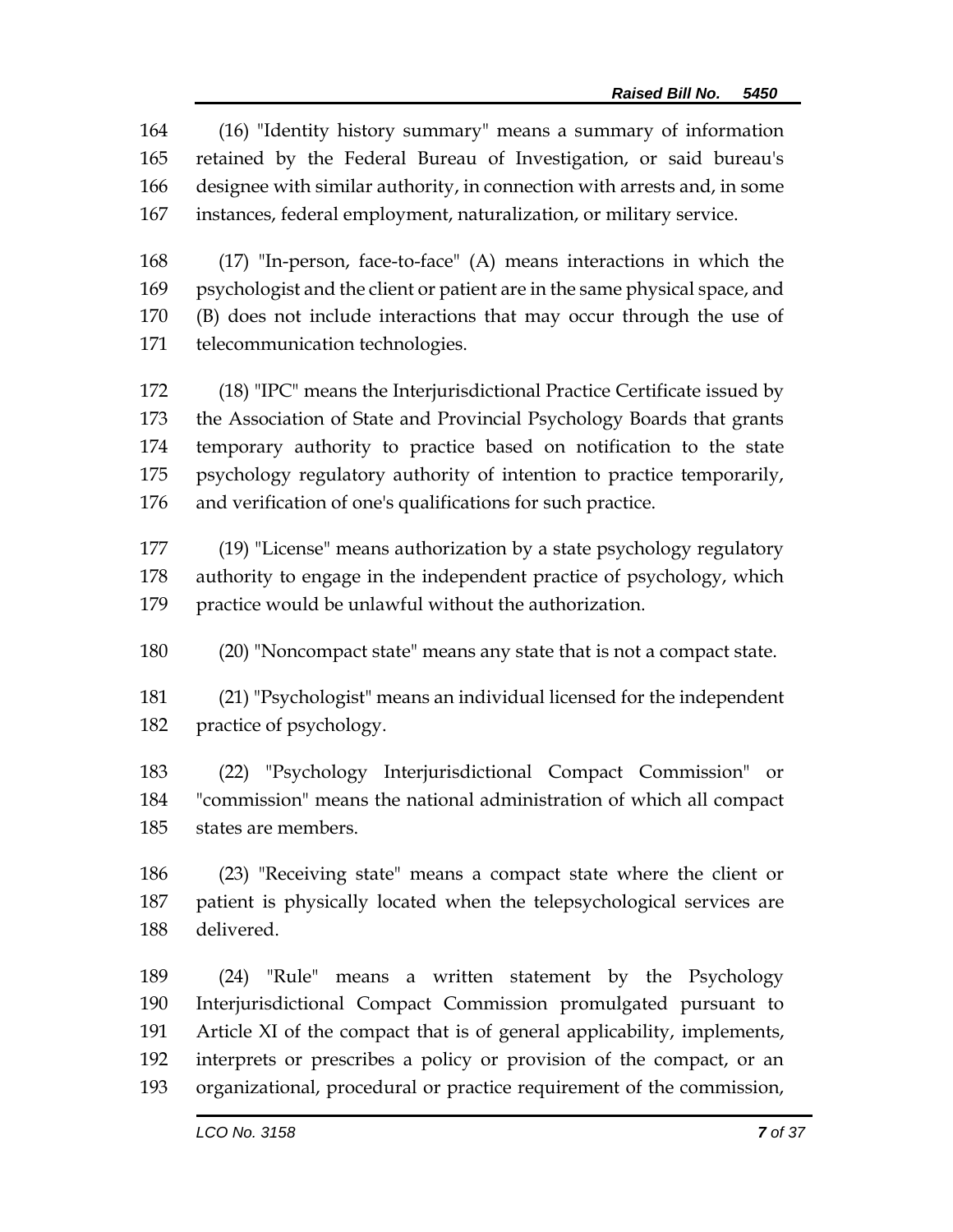(16) "Identity history summary" means a summary of information retained by the Federal Bureau of Investigation, or said bureau's designee with similar authority, in connection with arrests and, in some instances, federal employment, naturalization, or military service.

(17) "In-person, face-to-face" (A) means interactions in which the psychologist and the client or patient are in the same physical space, and (B) does not include interactions that may occur through the use of telecommunication technologies.

(18) "IPC" means the Interjurisdictional Practice Certificate issued by the Association of State and Provincial Psychology Boards that grants temporary authority to practice based on notification to the state psychology regulatory authority of intention to practice temporarily, and verification of one's qualifications for such practice.

(19) "License" means authorization by a state psychology regulatory authority to engage in the independent practice of psychology, which practice would be unlawful without the authorization.

(20) "Noncompact state" means any state that is not a compact state.

(21) "Psychologist" means an individual licensed for the independent practice of psychology.

(22) "Psychology Interjurisdictional Compact Commission" or "commission" means the national administration of which all compact states are members.

(23) "Receiving state" means a compact state where the client or patient is physically located when the telepsychological services are delivered.

(24) "Rule" means a written statement by the Psychology Interjurisdictional Compact Commission promulgated pursuant to Article XI of the compact that is of general applicability, implements, interprets or prescribes a policy or provision of the compact, or an organizational, procedural or practice requirement of the commission,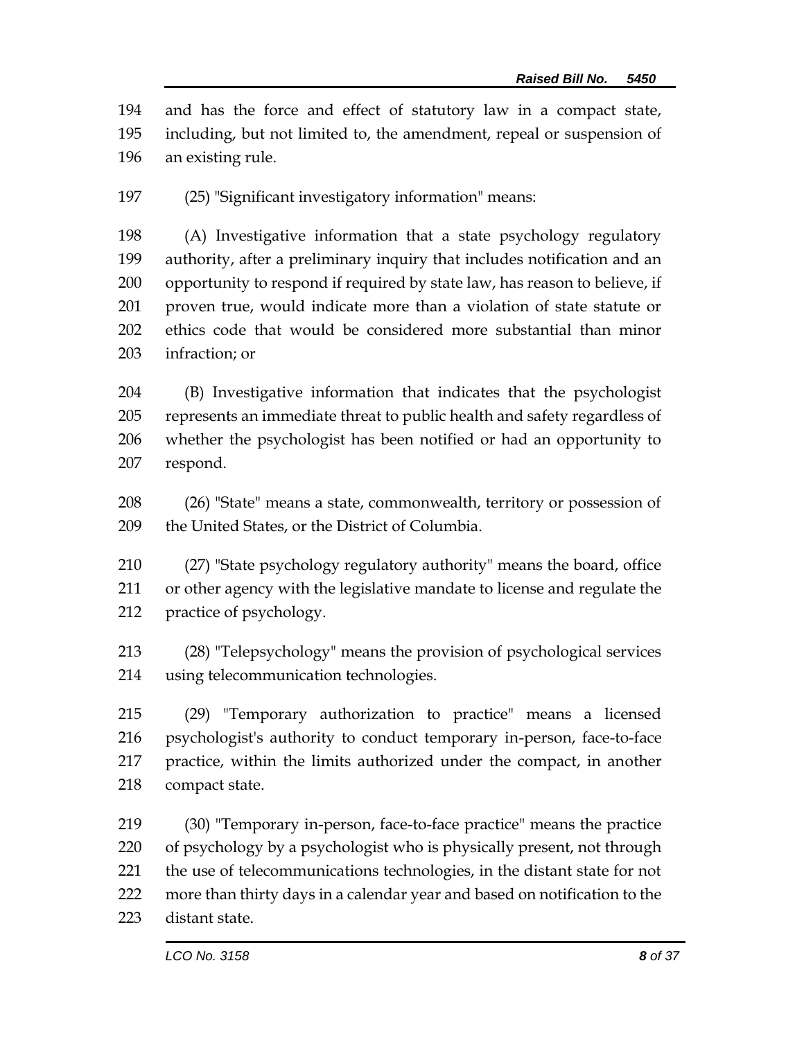and has the force and effect of statutory law in a compact state, including, but not limited to, the amendment, repeal or suspension of an existing rule.

(25) "Significant investigatory information" means:

(A) Investigative information that a state psychology regulatory authority, after a preliminary inquiry that includes notification and an opportunity to respond if required by state law, has reason to believe, if proven true, would indicate more than a violation of state statute or ethics code that would be considered more substantial than minor infraction; or

(B) Investigative information that indicates that the psychologist represents an immediate threat to public health and safety regardless of whether the psychologist has been notified or had an opportunity to respond.

(26) "State" means a state, commonwealth, territory or possession of the United States, or the District of Columbia.

(27) "State psychology regulatory authority" means the board, office or other agency with the legislative mandate to license and regulate the practice of psychology.

(28) "Telepsychology" means the provision of psychological services using telecommunication technologies.

(29) "Temporary authorization to practice" means a licensed psychologist's authority to conduct temporary in-person, face-to-face practice, within the limits authorized under the compact, in another compact state.

(30) "Temporary in-person, face-to-face practice" means the practice of psychology by a psychologist who is physically present, not through the use of telecommunications technologies, in the distant state for not more than thirty days in a calendar year and based on notification to the distant state.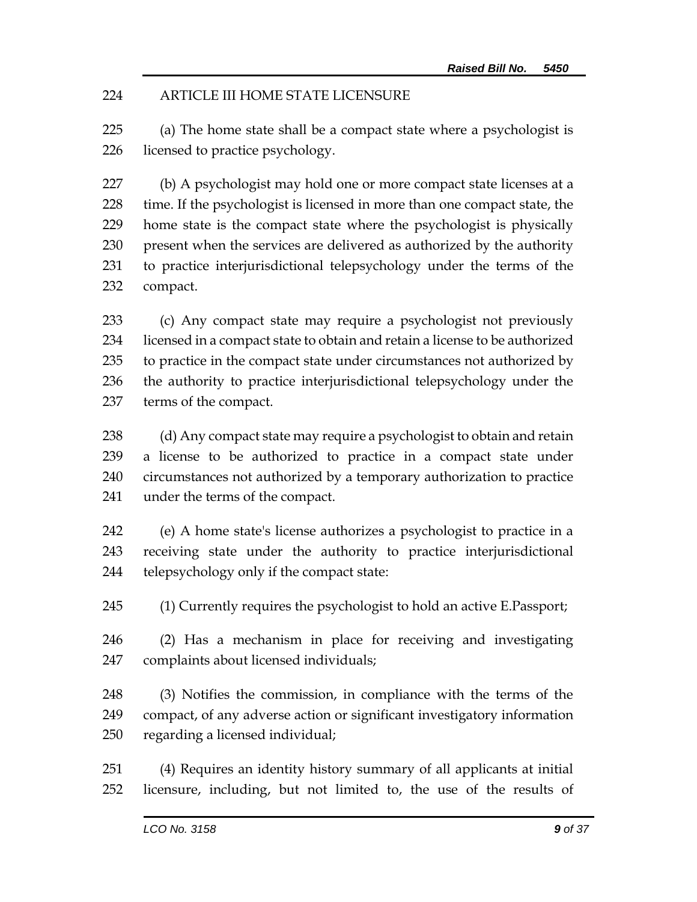ARTICLE III HOME STATE LICENSURE

(a) The home state shall be a compact state where a psychologist is licensed to practice psychology.

(b) A psychologist may hold one or more compact state licenses at a time. If the psychologist is licensed in more than one compact state, the home state is the compact state where the psychologist is physically present when the services are delivered as authorized by the authority to practice interjurisdictional telepsychology under the terms of the compact.

(c) Any compact state may require a psychologist not previously licensed in a compact state to obtain and retain a license to be authorized to practice in the compact state under circumstances not authorized by the authority to practice interjurisdictional telepsychology under the terms of the compact.

(d) Any compact state may require a psychologist to obtain and retain a license to be authorized to practice in a compact state under circumstances not authorized by a temporary authorization to practice under the terms of the compact.

(e) A home state's license authorizes a psychologist to practice in a receiving state under the authority to practice interjurisdictional telepsychology only if the compact state:

(1) Currently requires the psychologist to hold an active E.Passport;

(2) Has a mechanism in place for receiving and investigating complaints about licensed individuals;

(3) Notifies the commission, in compliance with the terms of the compact, of any adverse action or significant investigatory information regarding a licensed individual;

(4) Requires an identity history summary of all applicants at initial licensure, including, but not limited to, the use of the results of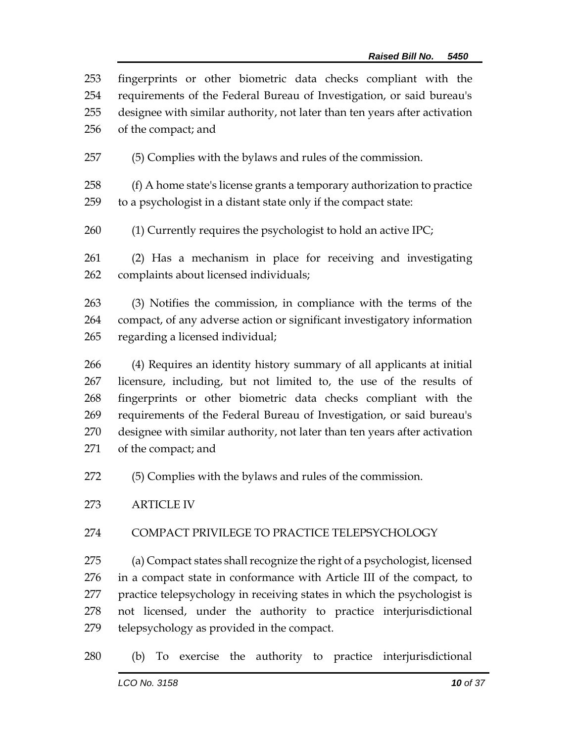fingerprints or other biometric data checks compliant with the requirements of the Federal Bureau of Investigation, or said bureau's designee with similar authority, not later than ten years after activation of the compact; and

(5) Complies with the bylaws and rules of the commission.

(f) A home state's license grants a temporary authorization to practice to a psychologist in a distant state only if the compact state:

(1) Currently requires the psychologist to hold an active IPC;

(2) Has a mechanism in place for receiving and investigating complaints about licensed individuals;

(3) Notifies the commission, in compliance with the terms of the compact, of any adverse action or significant investigatory information regarding a licensed individual;

(4) Requires an identity history summary of all applicants at initial licensure, including, but not limited to, the use of the results of fingerprints or other biometric data checks compliant with the requirements of the Federal Bureau of Investigation, or said bureau's designee with similar authority, not later than ten years after activation of the compact; and

(5) Complies with the bylaws and rules of the commission.

ARTICLE IV

COMPACT PRIVILEGE TO PRACTICE TELEPSYCHOLOGY

(a) Compact states shall recognize the right of a psychologist, licensed in a compact state in conformance with Article III of the compact, to practice telepsychology in receiving states in which the psychologist is not licensed, under the authority to practice interjurisdictional telepsychology as provided in the compact.

(b) To exercise the authority to practice interjurisdictional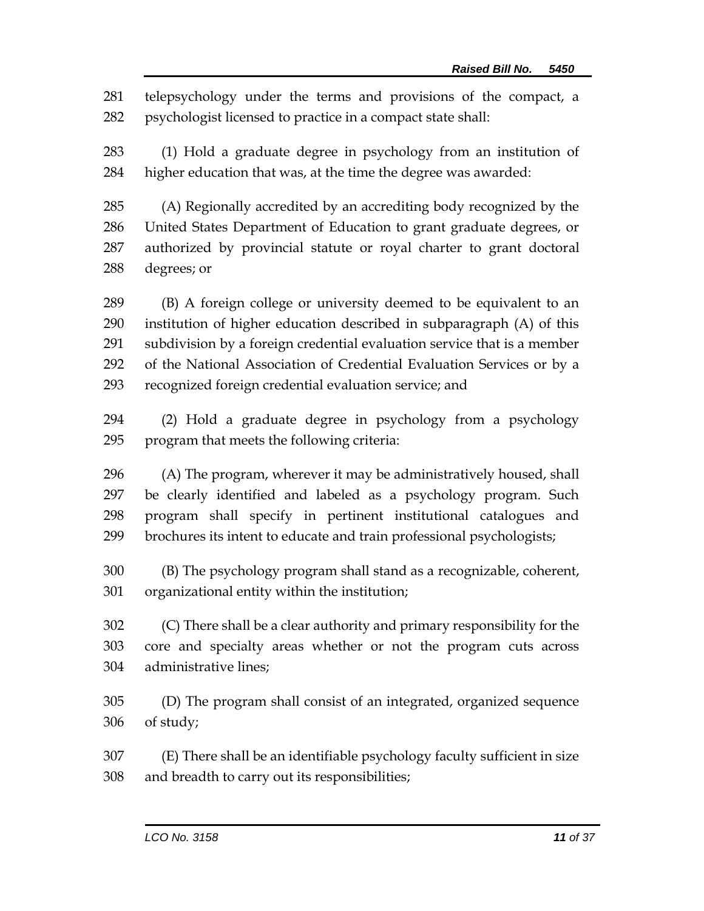telepsychology under the terms and provisions of the compact, a psychologist licensed to practice in a compact state shall:

(1) Hold a graduate degree in psychology from an institution of higher education that was, at the time the degree was awarded:

(A) Regionally accredited by an accrediting body recognized by the United States Department of Education to grant graduate degrees, or authorized by provincial statute or royal charter to grant doctoral degrees; or

(B) A foreign college or university deemed to be equivalent to an institution of higher education described in subparagraph (A) of this subdivision by a foreign credential evaluation service that is a member of the National Association of Credential Evaluation Services or by a recognized foreign credential evaluation service; and

(2) Hold a graduate degree in psychology from a psychology program that meets the following criteria:

(A) The program, wherever it may be administratively housed, shall be clearly identified and labeled as a psychology program. Such program shall specify in pertinent institutional catalogues and brochures its intent to educate and train professional psychologists;

(B) The psychology program shall stand as a recognizable, coherent, organizational entity within the institution;

(C) There shall be a clear authority and primary responsibility for the core and specialty areas whether or not the program cuts across administrative lines;

(D) The program shall consist of an integrated, organized sequence of study;

(E) There shall be an identifiable psychology faculty sufficient in size and breadth to carry out its responsibilities;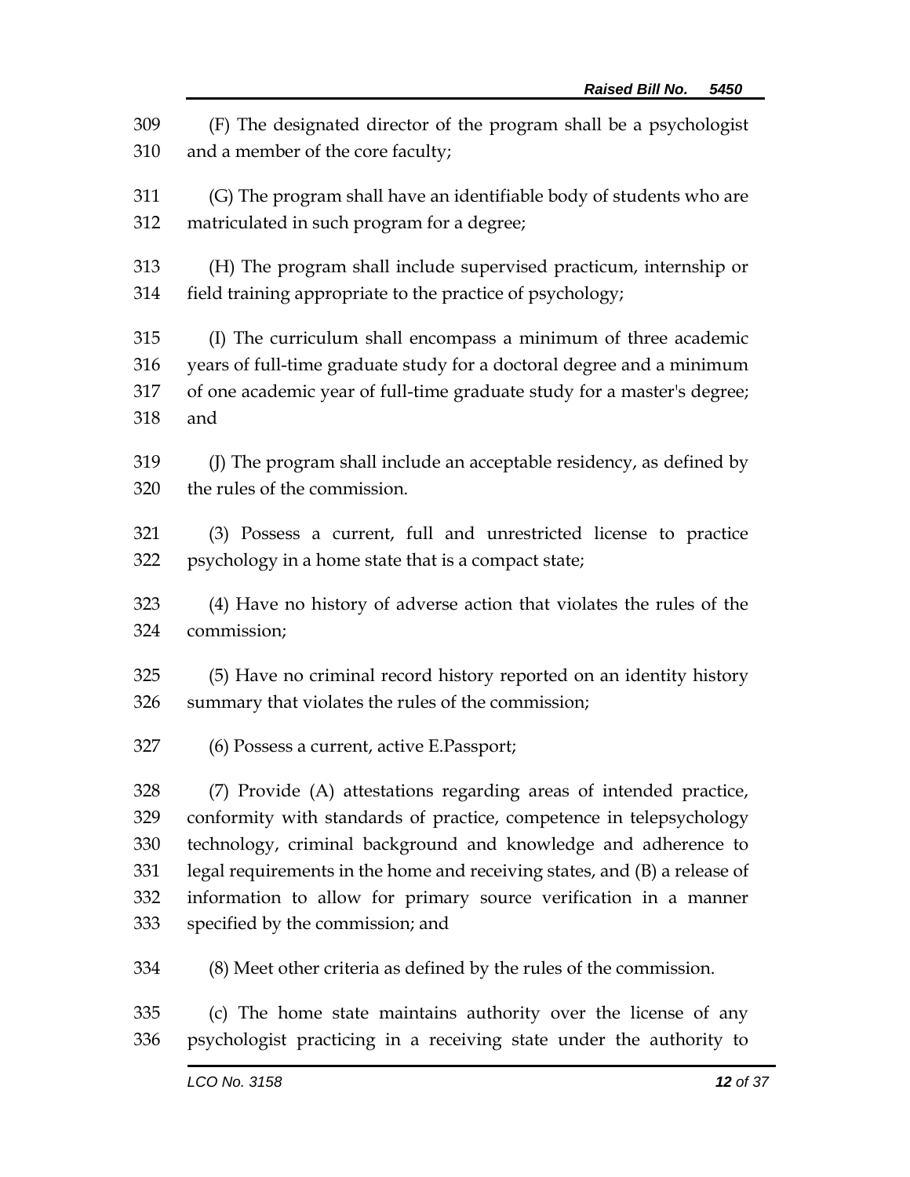(F) The designated director of the program shall be a psychologist and a member of the core faculty;

(G) The program shall have an identifiable body of students who are matriculated in such program for a degree;

(H) The program shall include supervised practicum, internship or field training appropriate to the practice of psychology;

(I) The curriculum shall encompass a minimum of three academic years of full-time graduate study for a doctoral degree and a minimum of one academic year of full-time graduate study for a master's degree; and

(J) The program shall include an acceptable residency, as defined by the rules of the commission.

(3) Possess a current, full and unrestricted license to practice psychology in a home state that is a compact state;

(4) Have no history of adverse action that violates the rules of the commission;

(5) Have no criminal record history reported on an identity history summary that violates the rules of the commission;

(6) Possess a current, active E.Passport;

(7) Provide (A) attestations regarding areas of intended practice, conformity with standards of practice, competence in telepsychology technology, criminal background and knowledge and adherence to legal requirements in the home and receiving states, and (B) a release of information to allow for primary source verification in a manner specified by the commission; and

(8) Meet other criteria as defined by the rules of the commission.

(c) The home state maintains authority over the license of any psychologist practicing in a receiving state under the authority to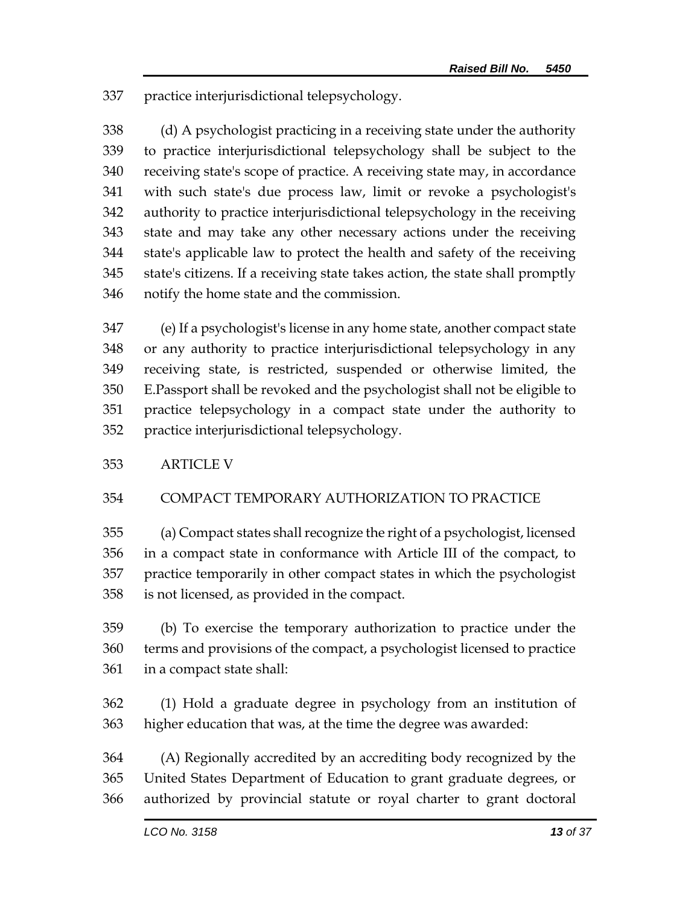practice interjurisdictional telepsychology.

(d) A psychologist practicing in a receiving state under the authority to practice interjurisdictional telepsychology shall be subject to the receiving state's scope of practice. A receiving state may, in accordance with such state's due process law, limit or revoke a psychologist's authority to practice interjurisdictional telepsychology in the receiving state and may take any other necessary actions under the receiving state's applicable law to protect the health and safety of the receiving state's citizens. If a receiving state takes action, the state shall promptly notify the home state and the commission.

(e) If a psychologist's license in any home state, another compact state or any authority to practice interjurisdictional telepsychology in any receiving state, is restricted, suspended or otherwise limited, the E.Passport shall be revoked and the psychologist shall not be eligible to practice telepsychology in a compact state under the authority to practice interjurisdictional telepsychology.

ARTICLE V

COMPACT TEMPORARY AUTHORIZATION TO PRACTICE

(a) Compact states shall recognize the right of a psychologist, licensed in a compact state in conformance with Article III of the compact, to practice temporarily in other compact states in which the psychologist is not licensed, as provided in the compact.

(b) To exercise the temporary authorization to practice under the terms and provisions of the compact, a psychologist licensed to practice in a compact state shall:

(1) Hold a graduate degree in psychology from an institution of higher education that was, at the time the degree was awarded:

(A) Regionally accredited by an accrediting body recognized by the United States Department of Education to grant graduate degrees, or authorized by provincial statute or royal charter to grant doctoral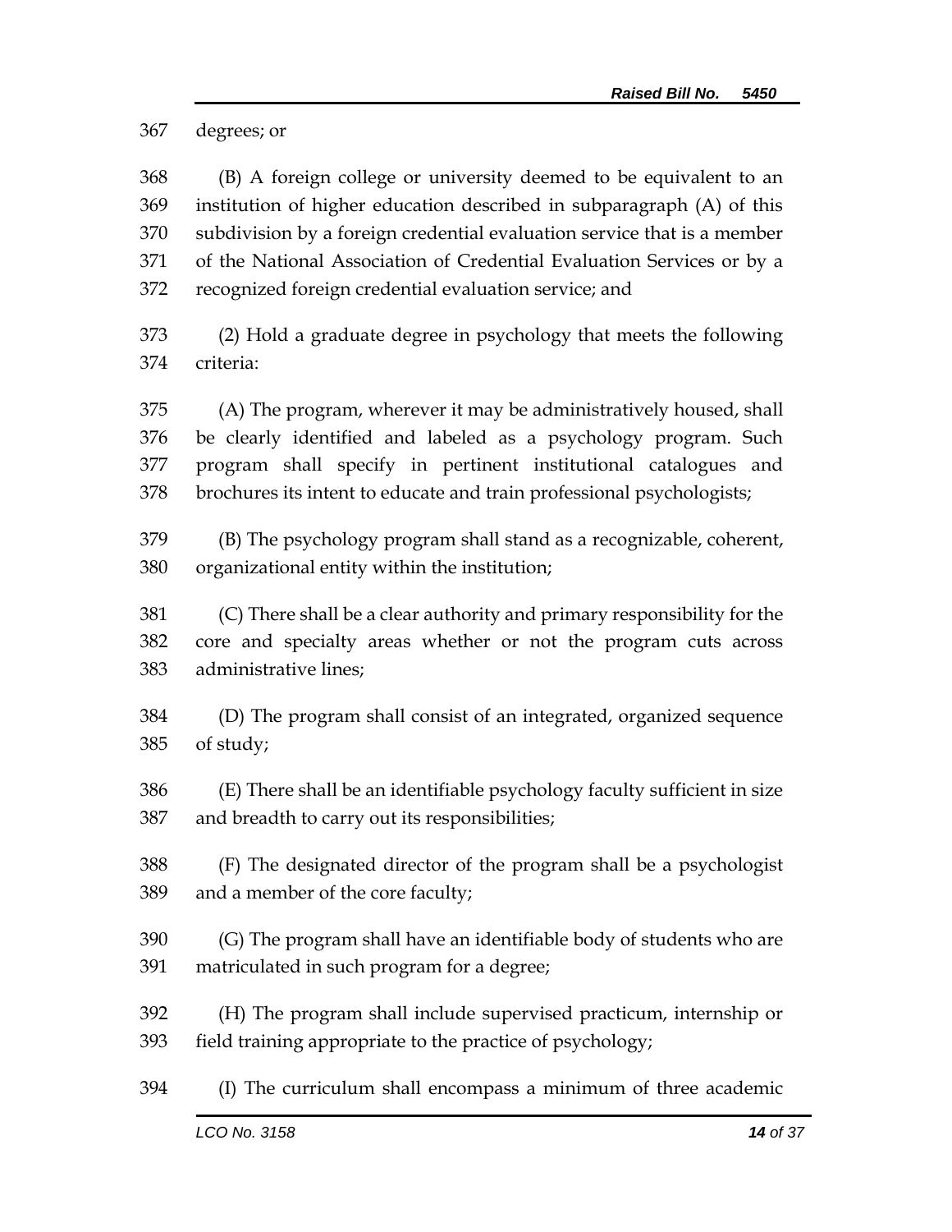degrees; or

(B) A foreign college or university deemed to be equivalent to an institution of higher education described in subparagraph (A) of this subdivision by a foreign credential evaluation service that is a member of the National Association of Credential Evaluation Services or by a recognized foreign credential evaluation service; and

(2) Hold a graduate degree in psychology that meets the following criteria:

(A) The program, wherever it may be administratively housed, shall be clearly identified and labeled as a psychology program. Such program shall specify in pertinent institutional catalogues and brochures its intent to educate and train professional psychologists;

(B) The psychology program shall stand as a recognizable, coherent, organizational entity within the institution;

(C) There shall be a clear authority and primary responsibility for the core and specialty areas whether or not the program cuts across administrative lines;

(D) The program shall consist of an integrated, organized sequence of study;

(E) There shall be an identifiable psychology faculty sufficient in size and breadth to carry out its responsibilities;

(F) The designated director of the program shall be a psychologist and a member of the core faculty;

(G) The program shall have an identifiable body of students who are matriculated in such program for a degree;

(H) The program shall include supervised practicum, internship or field training appropriate to the practice of psychology;

(I) The curriculum shall encompass a minimum of three academic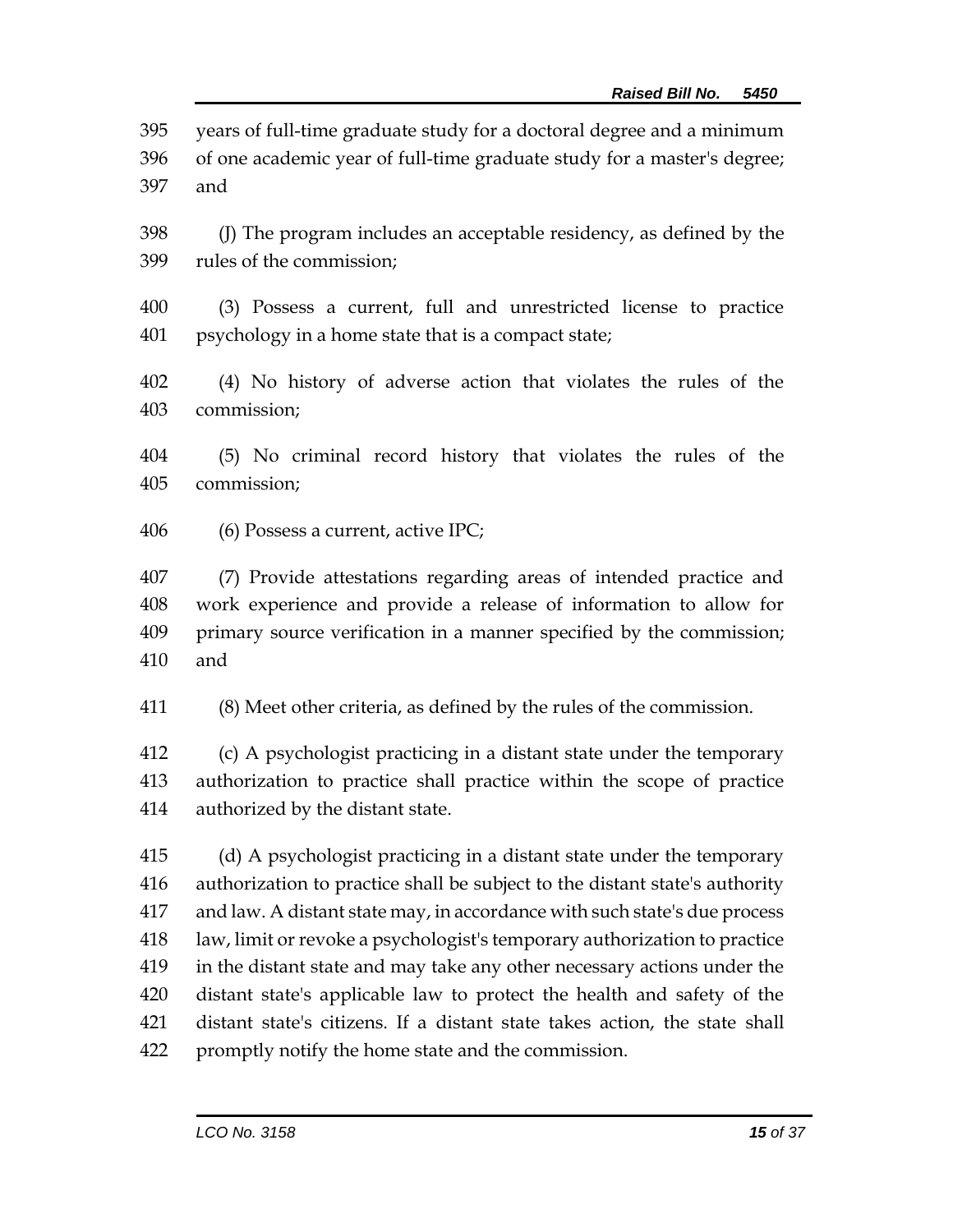years of full-time graduate study for a doctoral degree and a minimum of one academic year of full-time graduate study for a master's degree; and

(J) The program includes an acceptable residency, as defined by the rules of the commission;

(3) Possess a current, full and unrestricted license to practice psychology in a home state that is a compact state;

(4) No history of adverse action that violates the rules of the commission;

(5) No criminal record history that violates the rules of the commission;

(6) Possess a current, active IPC;

(7) Provide attestations regarding areas of intended practice and work experience and provide a release of information to allow for primary source verification in a manner specified by the commission; and

(8) Meet other criteria, as defined by the rules of the commission.

(c) A psychologist practicing in a distant state under the temporary authorization to practice shall practice within the scope of practice authorized by the distant state.

(d) A psychologist practicing in a distant state under the temporary authorization to practice shall be subject to the distant state's authority and law. A distant state may, in accordance with such state's due process law, limit or revoke a psychologist's temporary authorization to practice in the distant state and may take any other necessary actions under the distant state's applicable law to protect the health and safety of the distant state's citizens. If a distant state takes action, the state shall promptly notify the home state and the commission.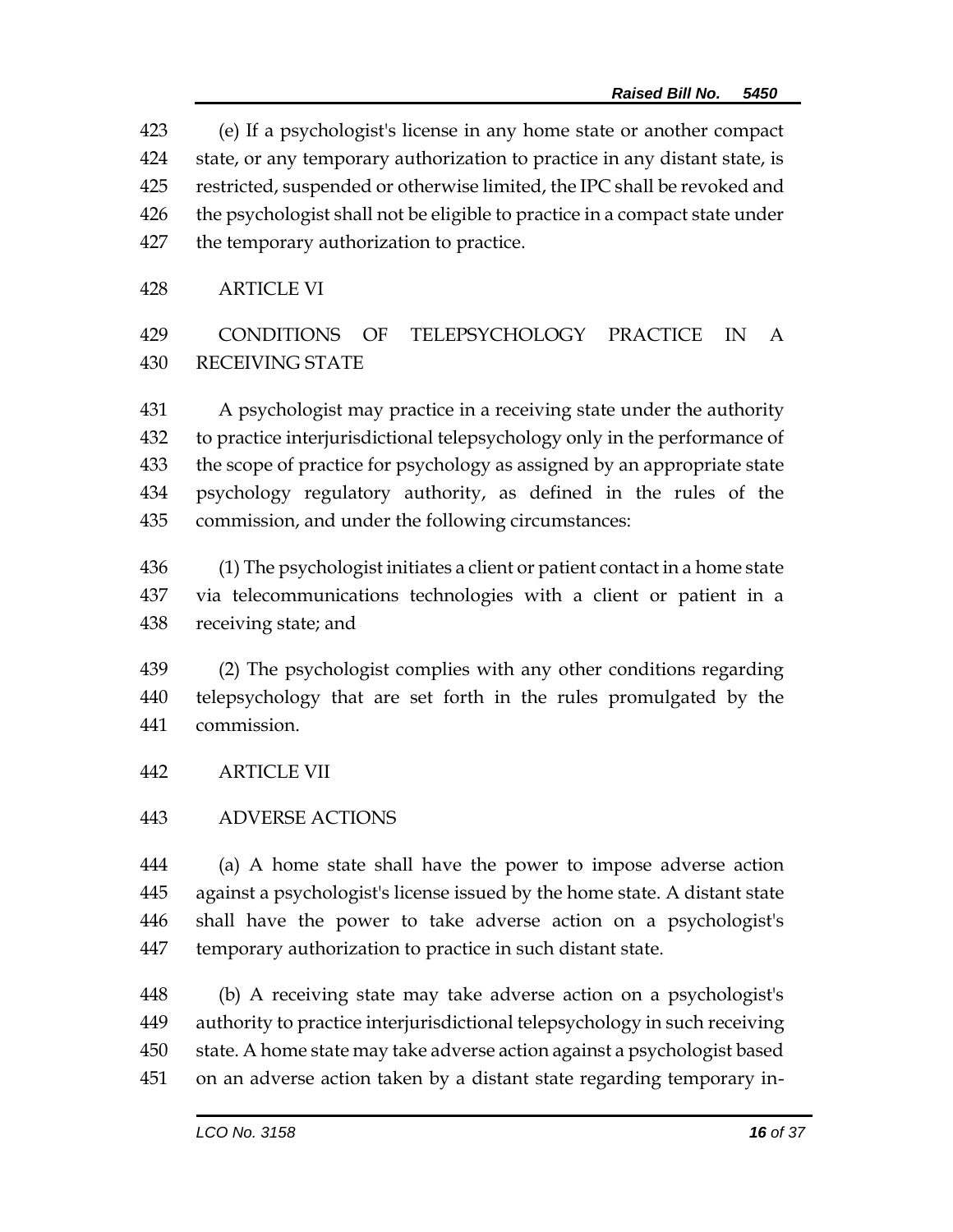(e) If a psychologist's license in any home state or another compact state, or any temporary authorization to practice in any distant state, is restricted, suspended or otherwise limited, the IPC shall be revoked and the psychologist shall not be eligible to practice in a compact state under the temporary authorization to practice.

ARTICLE VI

CONDITIONS OF TELEPSYCHOLOGY PRACTICE IN A RECEIVING STATE

A psychologist may practice in a receiving state under the authority to practice interjurisdictional telepsychology only in the performance of the scope of practice for psychology as assigned by an appropriate state psychology regulatory authority, as defined in the rules of the commission, and under the following circumstances:

(1) The psychologist initiates a client or patient contact in a home state via telecommunications technologies with a client or patient in a receiving state; and

(2) The psychologist complies with any other conditions regarding telepsychology that are set forth in the rules promulgated by the commission.

ARTICLE VII

ADVERSE ACTIONS

(a) A home state shall have the power to impose adverse action against a psychologist's license issued by the home state. A distant state shall have the power to take adverse action on a psychologist's temporary authorization to practice in such distant state.

(b) A receiving state may take adverse action on a psychologist's authority to practice interjurisdictional telepsychology in such receiving state. A home state may take adverse action against a psychologist based on an adverse action taken by a distant state regarding temporary in-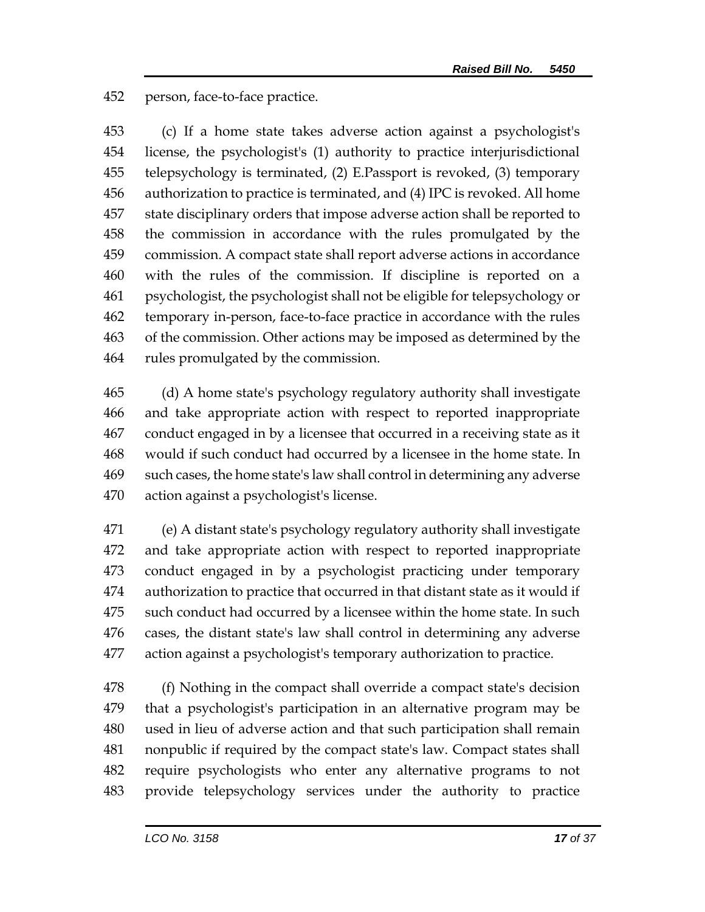person, face-to-face practice.

(c) If a home state takes adverse action against a psychologist's license, the psychologist's (1) authority to practice interjurisdictional telepsychology is terminated, (2) E.Passport is revoked, (3) temporary authorization to practice is terminated, and (4) IPC is revoked. All home state disciplinary orders that impose adverse action shall be reported to the commission in accordance with the rules promulgated by the commission. A compact state shall report adverse actions in accordance with the rules of the commission. If discipline is reported on a psychologist, the psychologist shall not be eligible for telepsychology or temporary in-person, face-to-face practice in accordance with the rules of the commission. Other actions may be imposed as determined by the rules promulgated by the commission.

(d) A home state's psychology regulatory authority shall investigate and take appropriate action with respect to reported inappropriate conduct engaged in by a licensee that occurred in a receiving state as it would if such conduct had occurred by a licensee in the home state. In such cases, the home state's law shall control in determining any adverse action against a psychologist's license.

(e) A distant state's psychology regulatory authority shall investigate and take appropriate action with respect to reported inappropriate conduct engaged in by a psychologist practicing under temporary authorization to practice that occurred in that distant state as it would if such conduct had occurred by a licensee within the home state. In such cases, the distant state's law shall control in determining any adverse action against a psychologist's temporary authorization to practice.

(f) Nothing in the compact shall override a compact state's decision that a psychologist's participation in an alternative program may be used in lieu of adverse action and that such participation shall remain nonpublic if required by the compact state's law. Compact states shall require psychologists who enter any alternative programs to not provide telepsychology services under the authority to practice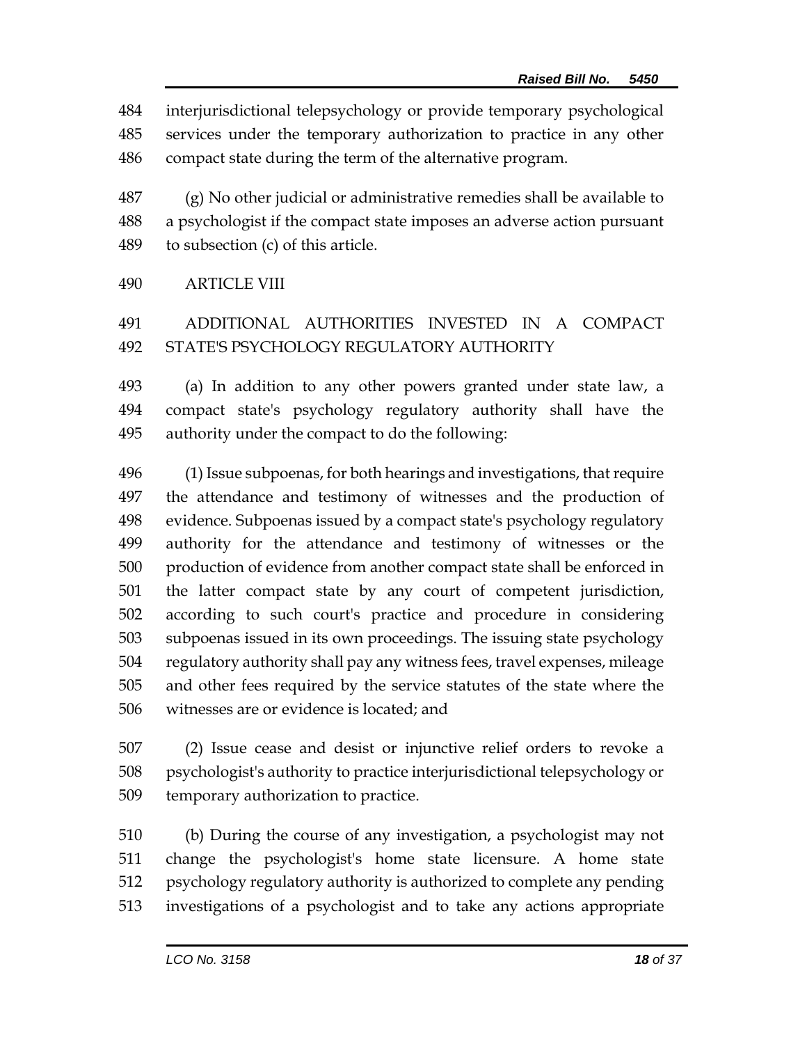interjurisdictional telepsychology or provide temporary psychological services under the temporary authorization to practice in any other compact state during the term of the alternative program.

(g) No other judicial or administrative remedies shall be available to a psychologist if the compact state imposes an adverse action pursuant to subsection (c) of this article.

ARTICLE VIII

ADDITIONAL AUTHORITIES INVESTED IN A COMPACT STATE'S PSYCHOLOGY REGULATORY AUTHORITY

(a) In addition to any other powers granted under state law, a compact state's psychology regulatory authority shall have the authority under the compact to do the following:

(1) Issue subpoenas, for both hearings and investigations, that require the attendance and testimony of witnesses and the production of evidence. Subpoenas issued by a compact state's psychology regulatory authority for the attendance and testimony of witnesses or the production of evidence from another compact state shall be enforced in the latter compact state by any court of competent jurisdiction, according to such court's practice and procedure in considering subpoenas issued in its own proceedings. The issuing state psychology regulatory authority shall pay any witness fees, travel expenses, mileage and other fees required by the service statutes of the state where the witnesses are or evidence is located; and

(2) Issue cease and desist or injunctive relief orders to revoke a psychologist's authority to practice interjurisdictional telepsychology or temporary authorization to practice.

(b) During the course of any investigation, a psychologist may not change the psychologist's home state licensure. A home state psychology regulatory authority is authorized to complete any pending investigations of a psychologist and to take any actions appropriate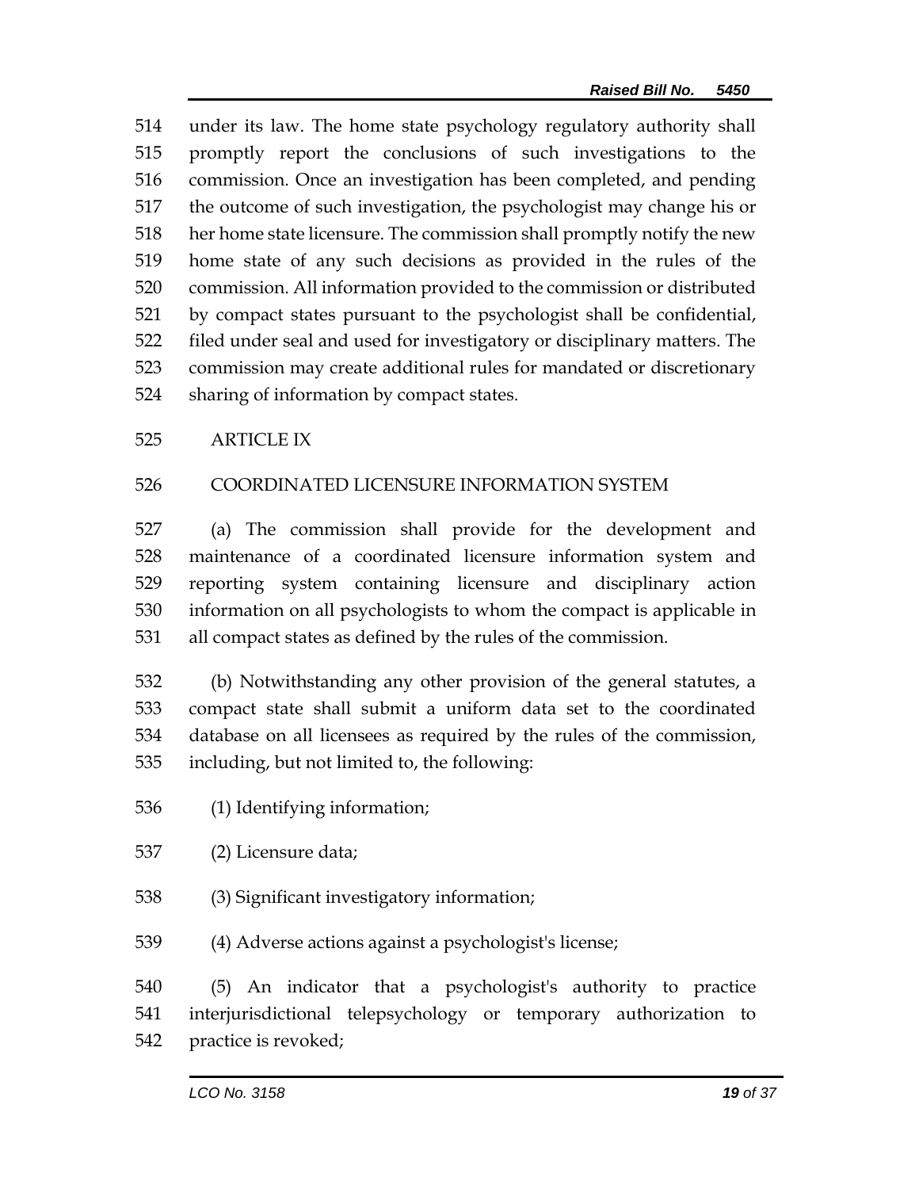under its law. The home state psychology regulatory authority shall promptly report the conclusions of such investigations to the commission. Once an investigation has been completed, and pending the outcome of such investigation, the psychologist may change his or her home state licensure. The commission shall promptly notify the new home state of any such decisions as provided in the rules of the commission. All information provided to the commission or distributed by compact states pursuant to the psychologist shall be confidential, filed under seal and used for investigatory or disciplinary matters. The commission may create additional rules for mandated or discretionary sharing of information by compact states.

ARTICLE IX

COORDINATED LICENSURE INFORMATION SYSTEM

(a) The commission shall provide for the development and maintenance of a coordinated licensure information system and reporting system containing licensure and disciplinary action information on all psychologists to whom the compact is applicable in all compact states as defined by the rules of the commission.

(b) Notwithstanding any other provision of the general statutes, a compact state shall submit a uniform data set to the coordinated database on all licensees as required by the rules of the commission, including, but not limited to, the following:

(1) Identifying information;

(2) Licensure data;

(3) Significant investigatory information;

(4) Adverse actions against a psychologist's license;

(5) An indicator that a psychologist's authority to practice interjurisdictional telepsychology or temporary authorization to practice is revoked;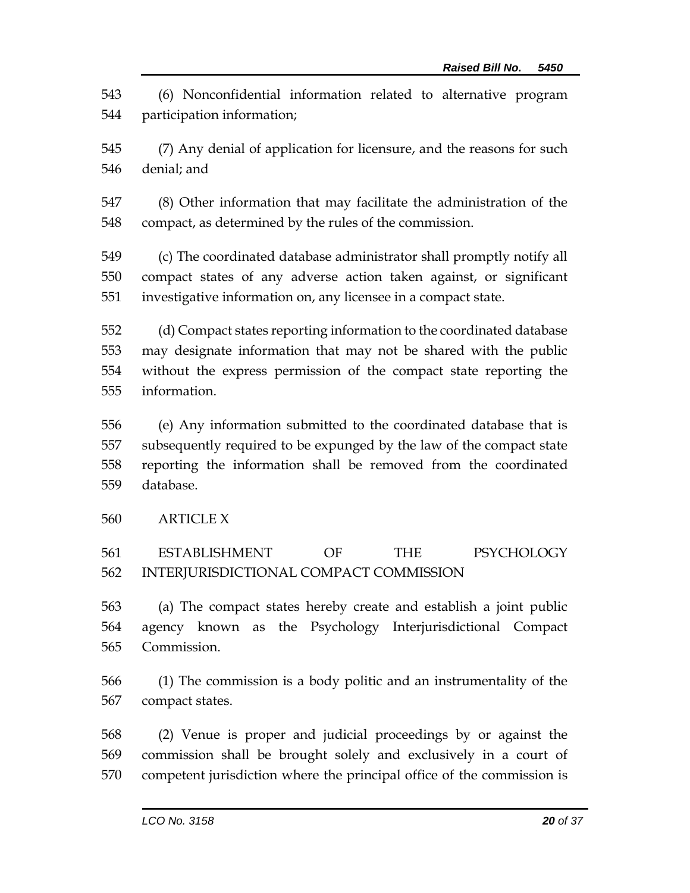(6) Nonconfidential information related to alternative program participation information;

(7) Any denial of application for licensure, and the reasons for such denial; and

(8) Other information that may facilitate the administration of the compact, as determined by the rules of the commission.

(c) The coordinated database administrator shall promptly notify all compact states of any adverse action taken against, or significant investigative information on, any licensee in a compact state.

(d) Compact states reporting information to the coordinated database may designate information that may not be shared with the public without the express permission of the compact state reporting the information.

(e) Any information submitted to the coordinated database that is subsequently required to be expunged by the law of the compact state reporting the information shall be removed from the coordinated database.

ARTICLE X

ESTABLISHMENT OF THE PSYCHOLOGY INTERJURISDICTIONAL COMPACT COMMISSION

(a) The compact states hereby create and establish a joint public agency known as the Psychology Interjurisdictional Compact Commission.

(1) The commission is a body politic and an instrumentality of the compact states.

(2) Venue is proper and judicial proceedings by or against the commission shall be brought solely and exclusively in a court of competent jurisdiction where the principal office of the commission is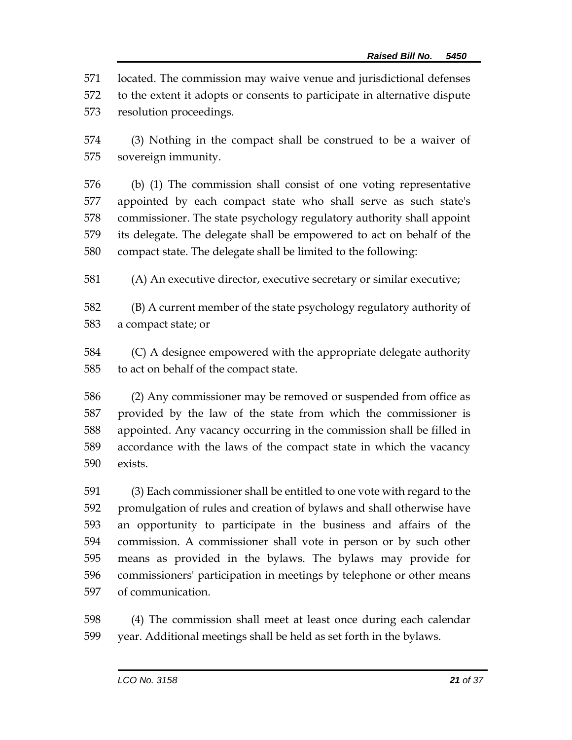located. The commission may waive venue and jurisdictional defenses to the extent it adopts or consents to participate in alternative dispute resolution proceedings.

(3) Nothing in the compact shall be construed to be a waiver of sovereign immunity.

(b) (1) The commission shall consist of one voting representative appointed by each compact state who shall serve as such state's commissioner. The state psychology regulatory authority shall appoint its delegate. The delegate shall be empowered to act on behalf of the compact state. The delegate shall be limited to the following:

(A) An executive director, executive secretary or similar executive;

(B) A current member of the state psychology regulatory authority of a compact state; or

(C) A designee empowered with the appropriate delegate authority to act on behalf of the compact state.

(2) Any commissioner may be removed or suspended from office as provided by the law of the state from which the commissioner is appointed. Any vacancy occurring in the commission shall be filled in accordance with the laws of the compact state in which the vacancy exists.

(3) Each commissioner shall be entitled to one vote with regard to the promulgation of rules and creation of bylaws and shall otherwise have an opportunity to participate in the business and affairs of the commission. A commissioner shall vote in person or by such other means as provided in the bylaws. The bylaws may provide for commissioners' participation in meetings by telephone or other means of communication.

(4) The commission shall meet at least once during each calendar year. Additional meetings shall be held as set forth in the bylaws.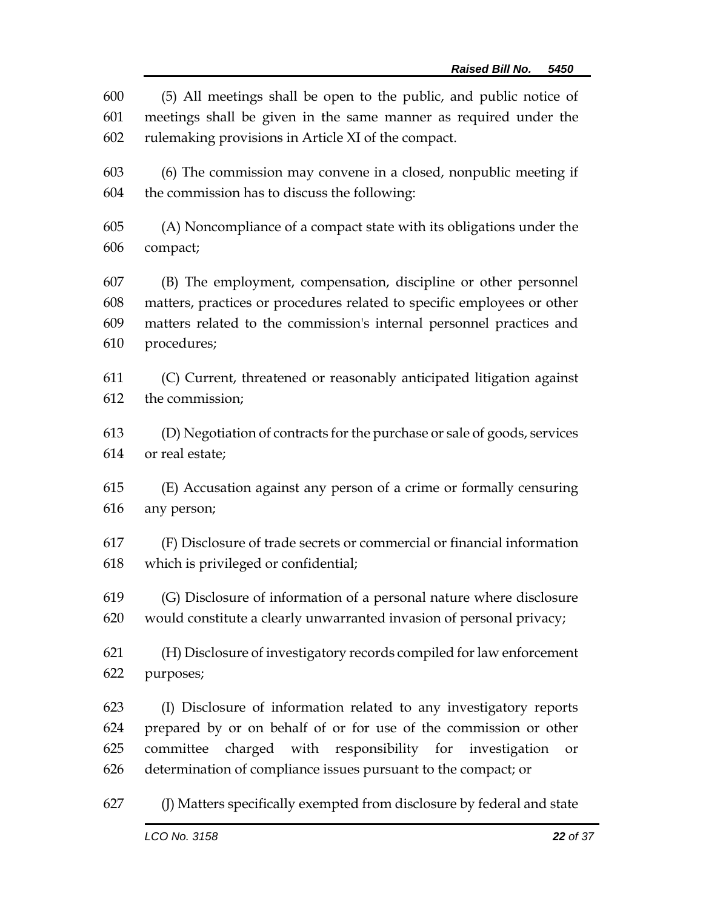(5) All meetings shall be open to the public, and public notice of meetings shall be given in the same manner as required under the rulemaking provisions in Article XI of the compact.

(6) The commission may convene in a closed, nonpublic meeting if the commission has to discuss the following:

(A) Noncompliance of a compact state with its obligations under the compact;

(B) The employment, compensation, discipline or other personnel matters, practices or procedures related to specific employees or other matters related to the commission's internal personnel practices and procedures;

(C) Current, threatened or reasonably anticipated litigation against the commission;

(D) Negotiation of contracts for the purchase or sale of goods, services or real estate;

(E) Accusation against any person of a crime or formally censuring any person;

(F) Disclosure of trade secrets or commercial or financial information which is privileged or confidential;

(G) Disclosure of information of a personal nature where disclosure would constitute a clearly unwarranted invasion of personal privacy;

(H) Disclosure of investigatory records compiled for law enforcement purposes;

(I) Disclosure of information related to any investigatory reports prepared by or on behalf of or for use of the commission or other committee charged with responsibility for investigation or determination of compliance issues pursuant to the compact; or

(J) Matters specifically exempted from disclosure by federal and state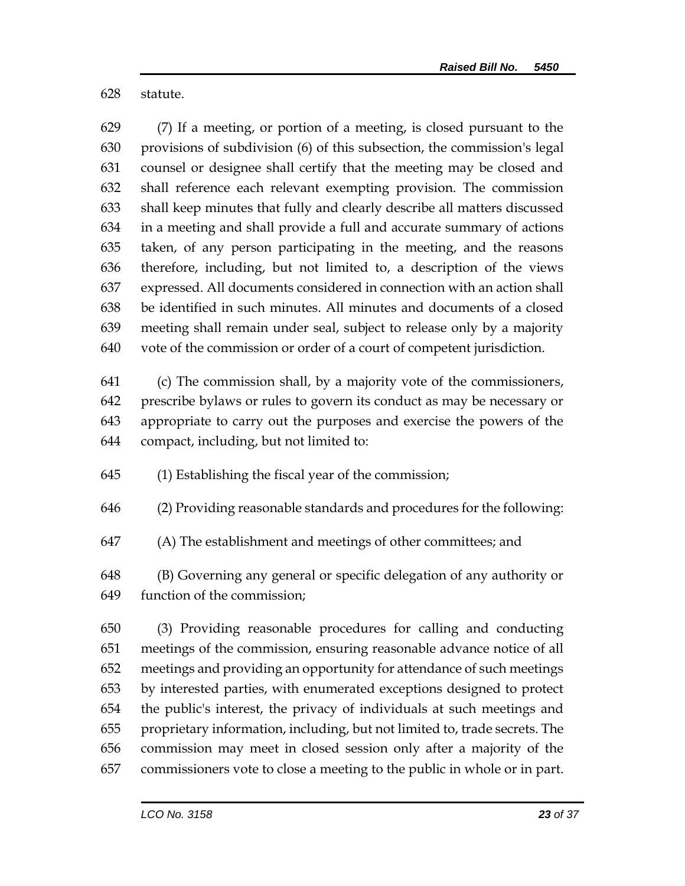statute.

(7) If a meeting, or portion of a meeting, is closed pursuant to the provisions of subdivision (6) of this subsection, the commission's legal counsel or designee shall certify that the meeting may be closed and shall reference each relevant exempting provision. The commission shall keep minutes that fully and clearly describe all matters discussed in a meeting and shall provide a full and accurate summary of actions taken, of any person participating in the meeting, and the reasons therefore, including, but not limited to, a description of the views expressed. All documents considered in connection with an action shall be identified in such minutes. All minutes and documents of a closed meeting shall remain under seal, subject to release only by a majority vote of the commission or order of a court of competent jurisdiction.

(c) The commission shall, by a majority vote of the commissioners, prescribe bylaws or rules to govern its conduct as may be necessary or appropriate to carry out the purposes and exercise the powers of the compact, including, but not limited to:

(1) Establishing the fiscal year of the commission;

(2) Providing reasonable standards and procedures for the following:

(A) The establishment and meetings of other committees; and

(B) Governing any general or specific delegation of any authority or function of the commission;

(3) Providing reasonable procedures for calling and conducting meetings of the commission, ensuring reasonable advance notice of all meetings and providing an opportunity for attendance of such meetings by interested parties, with enumerated exceptions designed to protect the public's interest, the privacy of individuals at such meetings and proprietary information, including, but not limited to, trade secrets. The commission may meet in closed session only after a majority of the commissioners vote to close a meeting to the public in whole or in part.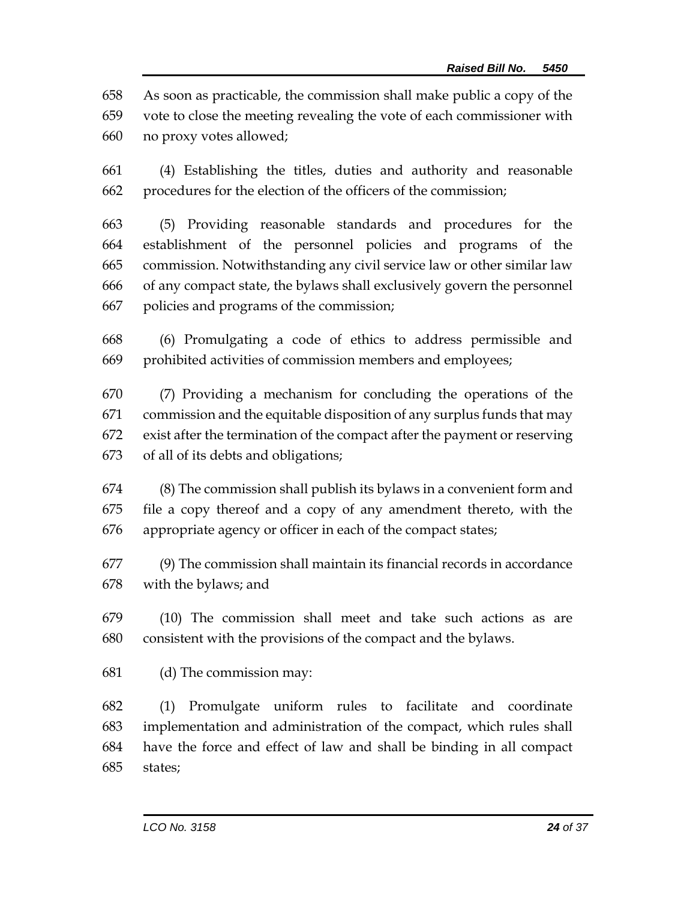As soon as practicable, the commission shall make public a copy of the vote to close the meeting revealing the vote of each commissioner with no proxy votes allowed;

(4) Establishing the titles, duties and authority and reasonable procedures for the election of the officers of the commission;

(5) Providing reasonable standards and procedures for the establishment of the personnel policies and programs of the commission. Notwithstanding any civil service law or other similar law of any compact state, the bylaws shall exclusively govern the personnel policies and programs of the commission;

(6) Promulgating a code of ethics to address permissible and prohibited activities of commission members and employees;

(7) Providing a mechanism for concluding the operations of the commission and the equitable disposition of any surplus funds that may exist after the termination of the compact after the payment or reserving of all of its debts and obligations;

(8) The commission shall publish its bylaws in a convenient form and file a copy thereof and a copy of any amendment thereto, with the appropriate agency or officer in each of the compact states;

(9) The commission shall maintain its financial records in accordance with the bylaws; and

(10) The commission shall meet and take such actions as are consistent with the provisions of the compact and the bylaws.

(d) The commission may:

(1) Promulgate uniform rules to facilitate and coordinate implementation and administration of the compact, which rules shall have the force and effect of law and shall be binding in all compact states;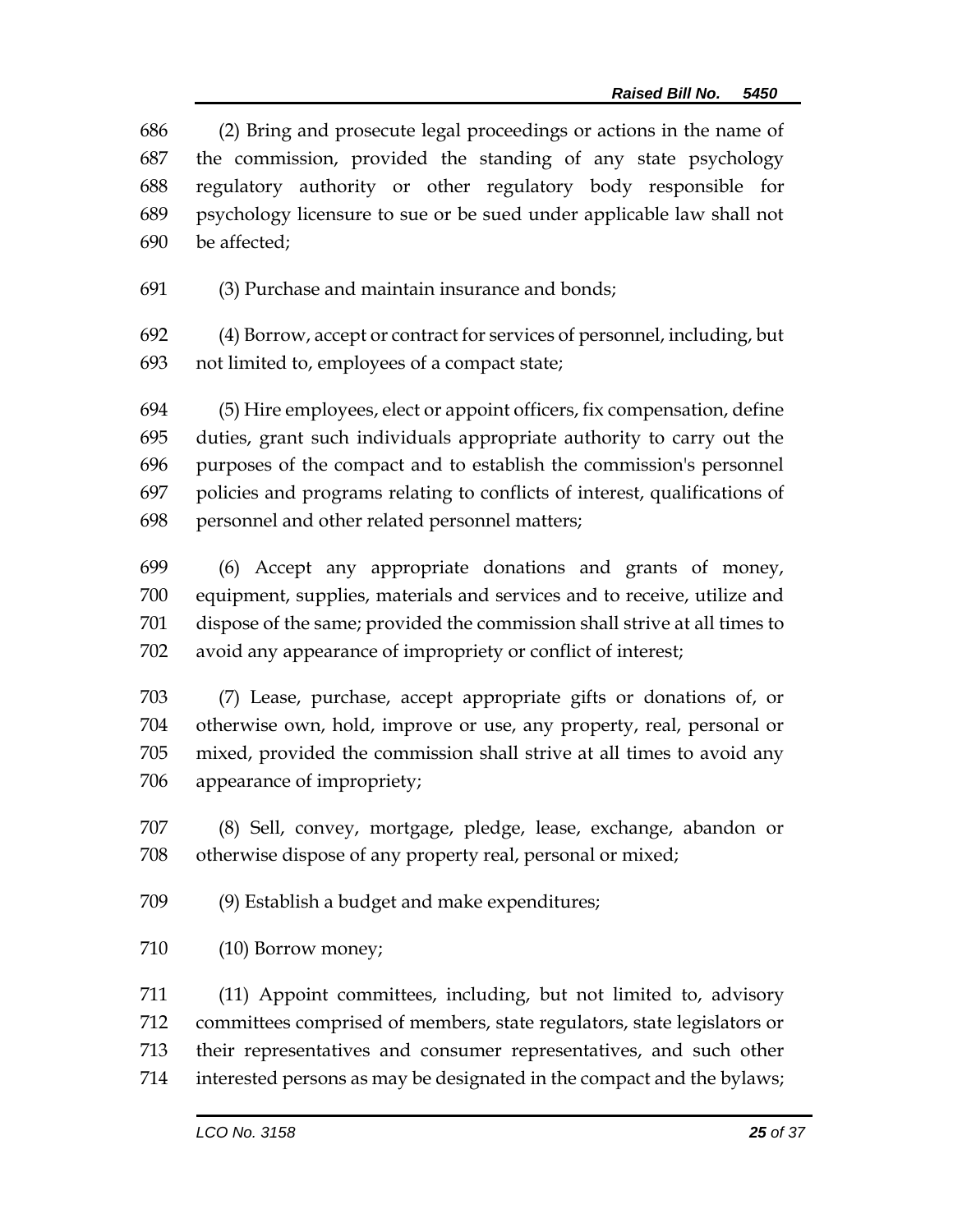(2) Bring and prosecute legal proceedings or actions in the name of the commission, provided the standing of any state psychology regulatory authority or other regulatory body responsible for psychology licensure to sue or be sued under applicable law shall not be affected;

(3) Purchase and maintain insurance and bonds;

(4) Borrow, accept or contract for services of personnel, including, but not limited to, employees of a compact state;

(5) Hire employees, elect or appoint officers, fix compensation, define duties, grant such individuals appropriate authority to carry out the purposes of the compact and to establish the commission's personnel policies and programs relating to conflicts of interest, qualifications of personnel and other related personnel matters;

(6) Accept any appropriate donations and grants of money, equipment, supplies, materials and services and to receive, utilize and dispose of the same; provided the commission shall strive at all times to avoid any appearance of impropriety or conflict of interest;

(7) Lease, purchase, accept appropriate gifts or donations of, or otherwise own, hold, improve or use, any property, real, personal or mixed, provided the commission shall strive at all times to avoid any appearance of impropriety;

(8) Sell, convey, mortgage, pledge, lease, exchange, abandon or otherwise dispose of any property real, personal or mixed;

(9) Establish a budget and make expenditures;

(10) Borrow money;

(11) Appoint committees, including, but not limited to, advisory committees comprised of members, state regulators, state legislators or their representatives and consumer representatives, and such other interested persons as may be designated in the compact and the bylaws;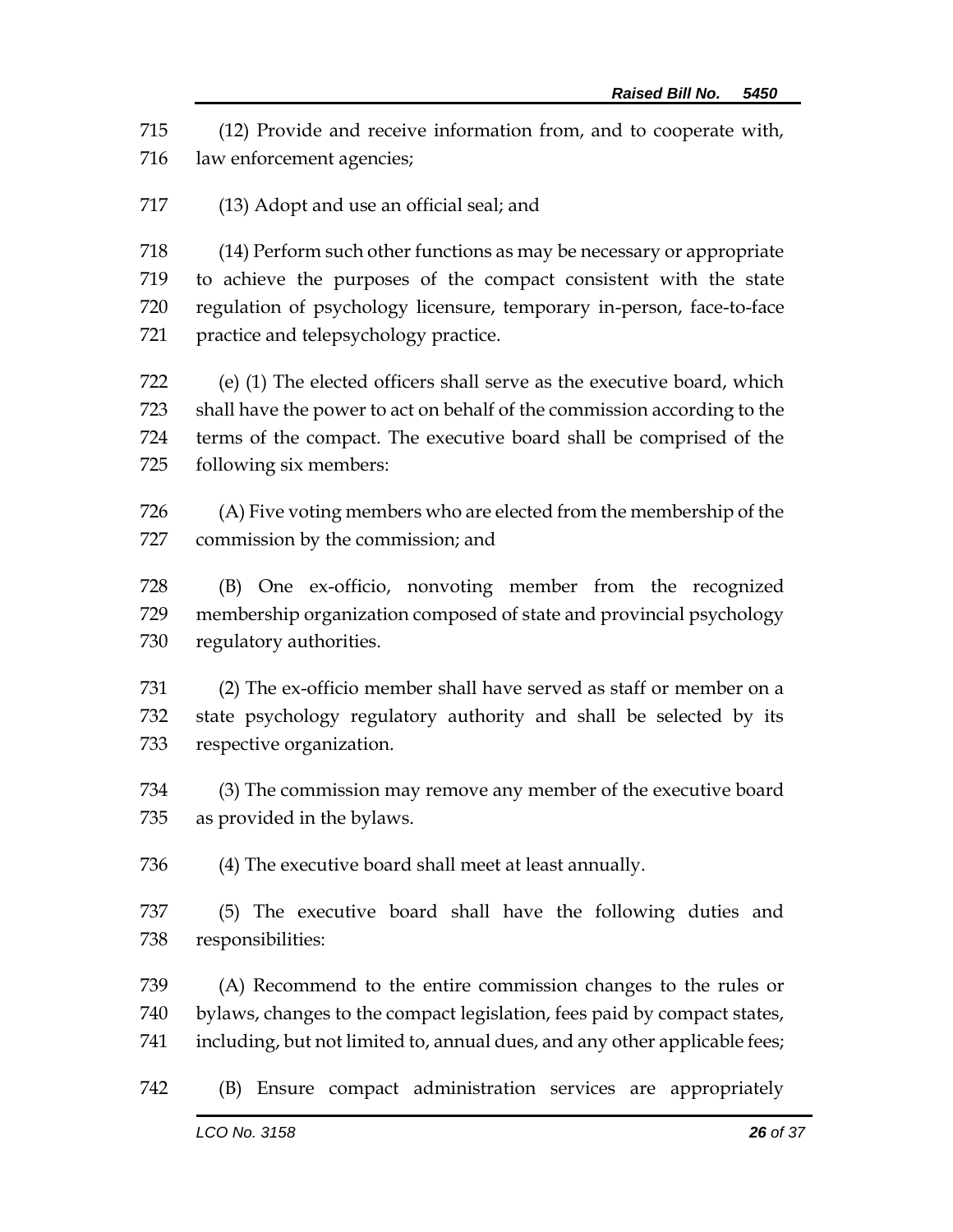(12) Provide and receive information from, and to cooperate with, law enforcement agencies;

(13) Adopt and use an official seal; and

(14) Perform such other functions as may be necessary or appropriate to achieve the purposes of the compact consistent with the state regulation of psychology licensure, temporary in-person, face-to-face practice and telepsychology practice.

(e) (1) The elected officers shall serve as the executive board, which shall have the power to act on behalf of the commission according to the terms of the compact. The executive board shall be comprised of the following six members:

(A) Five voting members who are elected from the membership of the commission by the commission; and

(B) One ex-officio, nonvoting member from the recognized membership organization composed of state and provincial psychology regulatory authorities.

(2) The ex-officio member shall have served as staff or member on a state psychology regulatory authority and shall be selected by its respective organization.

(3) The commission may remove any member of the executive board as provided in the bylaws.

(4) The executive board shall meet at least annually.

(5) The executive board shall have the following duties and responsibilities:

(A) Recommend to the entire commission changes to the rules or bylaws, changes to the compact legislation, fees paid by compact states, including, but not limited to, annual dues, and any other applicable fees;

(B) Ensure compact administration services are appropriately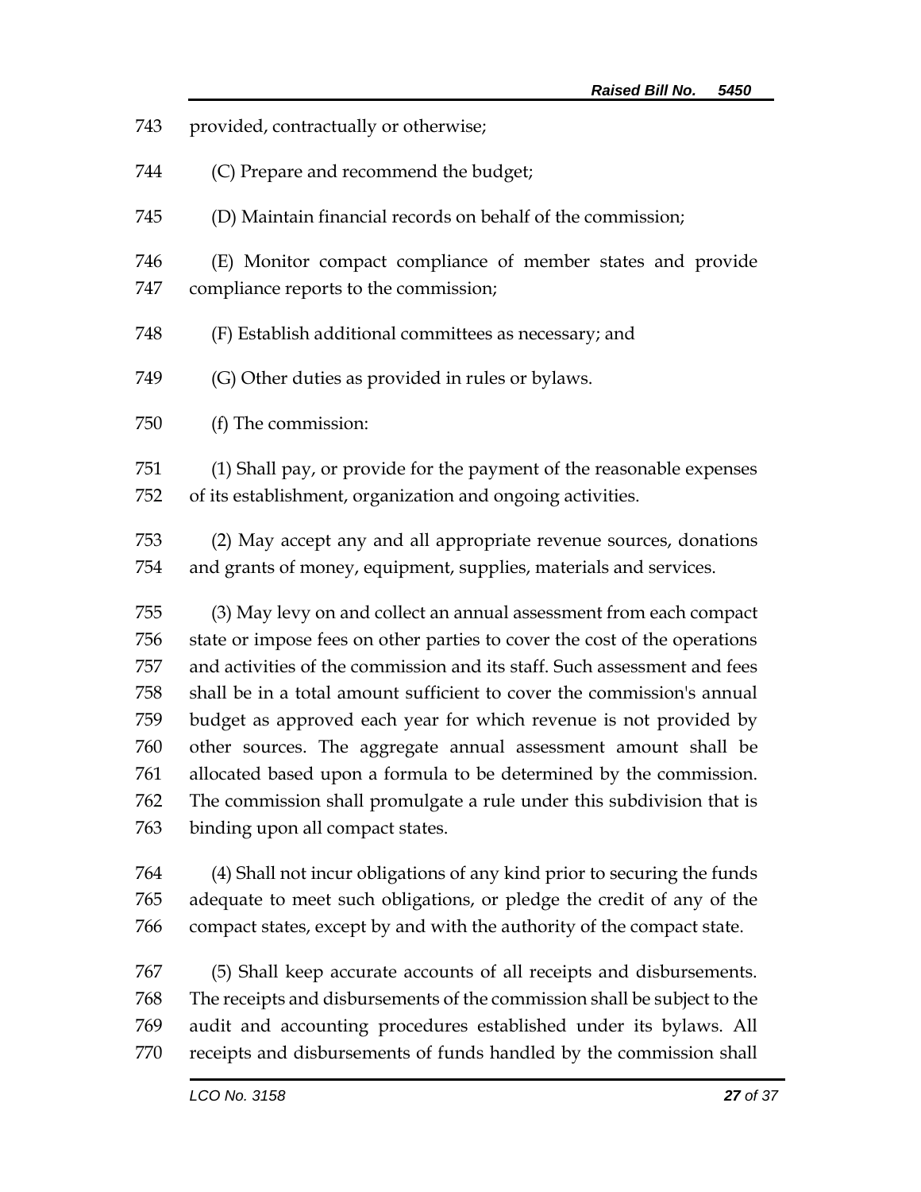provided, contractually or otherwise;

(C) Prepare and recommend the budget;

(D) Maintain financial records on behalf of the commission;

(E) Monitor compact compliance of member states and provide compliance reports to the commission;

(F) Establish additional committees as necessary; and

(G) Other duties as provided in rules or bylaws.

(f) The commission:

(1) Shall pay, or provide for the payment of the reasonable expenses of its establishment, organization and ongoing activities.

(2) May accept any and all appropriate revenue sources, donations and grants of money, equipment, supplies, materials and services.

(3) May levy on and collect an annual assessment from each compact state or impose fees on other parties to cover the cost of the operations and activities of the commission and its staff. Such assessment and fees shall be in a total amount sufficient to cover the commission's annual budget as approved each year for which revenue is not provided by other sources. The aggregate annual assessment amount shall be allocated based upon a formula to be determined by the commission. The commission shall promulgate a rule under this subdivision that is binding upon all compact states.

(4) Shall not incur obligations of any kind prior to securing the funds adequate to meet such obligations, or pledge the credit of any of the compact states, except by and with the authority of the compact state.

(5) Shall keep accurate accounts of all receipts and disbursements. The receipts and disbursements of the commission shall be subject to the audit and accounting procedures established under its bylaws. All receipts and disbursements of funds handled by the commission shall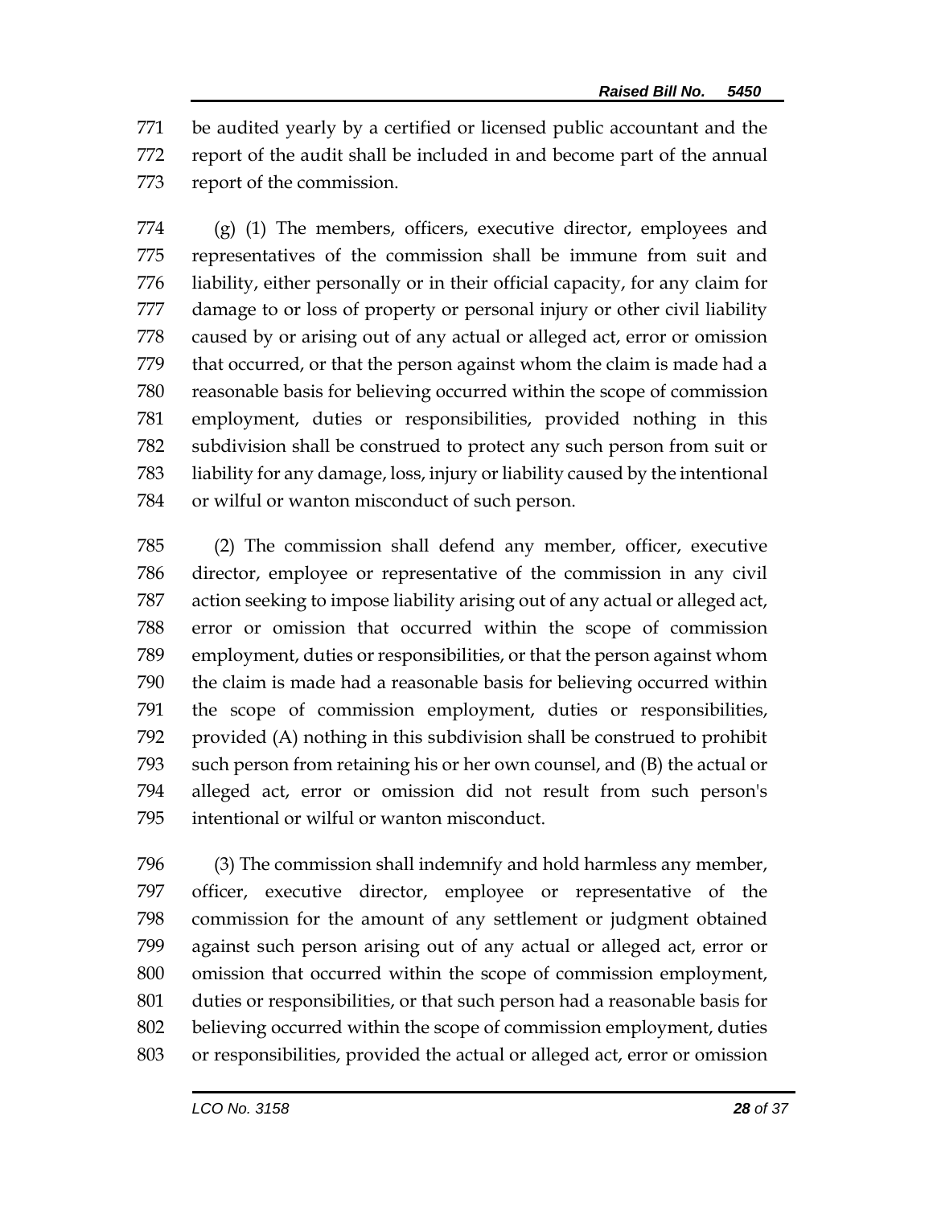be audited yearly by a certified or licensed public accountant and the report of the audit shall be included in and become part of the annual report of the commission.

(g) (1) The members, officers, executive director, employees and representatives of the commission shall be immune from suit and liability, either personally or in their official capacity, for any claim for damage to or loss of property or personal injury or other civil liability caused by or arising out of any actual or alleged act, error or omission that occurred, or that the person against whom the claim is made had a reasonable basis for believing occurred within the scope of commission employment, duties or responsibilities, provided nothing in this subdivision shall be construed to protect any such person from suit or liability for any damage, loss, injury or liability caused by the intentional or wilful or wanton misconduct of such person.

(2) The commission shall defend any member, officer, executive director, employee or representative of the commission in any civil action seeking to impose liability arising out of any actual or alleged act, error or omission that occurred within the scope of commission employment, duties or responsibilities, or that the person against whom the claim is made had a reasonable basis for believing occurred within the scope of commission employment, duties or responsibilities, provided (A) nothing in this subdivision shall be construed to prohibit such person from retaining his or her own counsel, and (B) the actual or alleged act, error or omission did not result from such person's intentional or wilful or wanton misconduct.

(3) The commission shall indemnify and hold harmless any member, officer, executive director, employee or representative of the commission for the amount of any settlement or judgment obtained against such person arising out of any actual or alleged act, error or omission that occurred within the scope of commission employment, duties or responsibilities, or that such person had a reasonable basis for believing occurred within the scope of commission employment, duties or responsibilities, provided the actual or alleged act, error or omission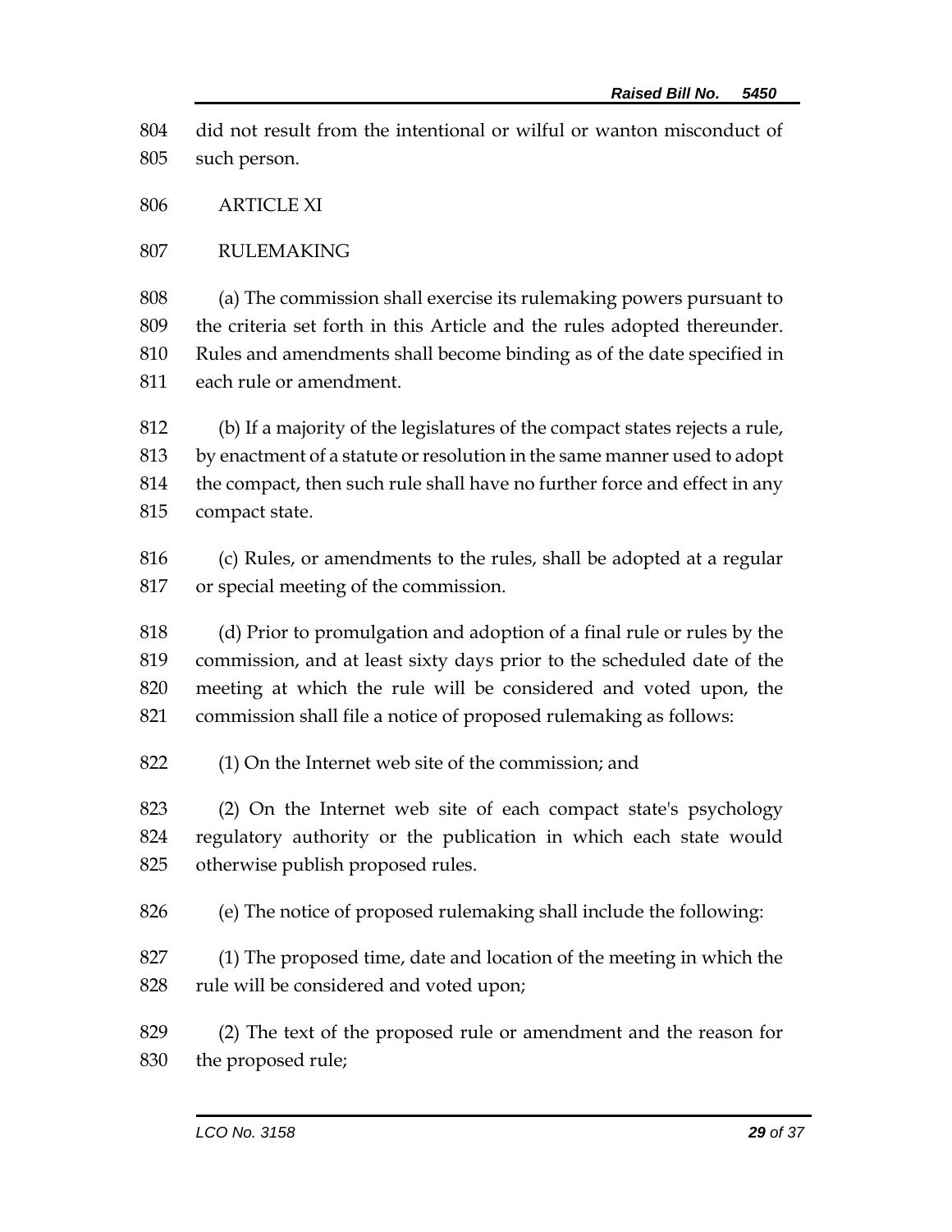did not result from the intentional or wilful or wanton misconduct of such person.

ARTICLE XI

RULEMAKING

(a) The commission shall exercise its rulemaking powers pursuant to the criteria set forth in this Article and the rules adopted thereunder. Rules and amendments shall become binding as of the date specified in each rule or amendment.

(b) If a majority of the legislatures of the compact states rejects a rule, by enactment of a statute or resolution in the same manner used to adopt the compact, then such rule shall have no further force and effect in any compact state.

(c) Rules, or amendments to the rules, shall be adopted at a regular or special meeting of the commission.

(d) Prior to promulgation and adoption of a final rule or rules by the commission, and at least sixty days prior to the scheduled date of the meeting at which the rule will be considered and voted upon, the commission shall file a notice of proposed rulemaking as follows:

(1) On the Internet web site of the commission; and

(2) On the Internet web site of each compact state's psychology regulatory authority or the publication in which each state would otherwise publish proposed rules.

(e) The notice of proposed rulemaking shall include the following:

(1) The proposed time, date and location of the meeting in which the rule will be considered and voted upon;

(2) The text of the proposed rule or amendment and the reason for the proposed rule;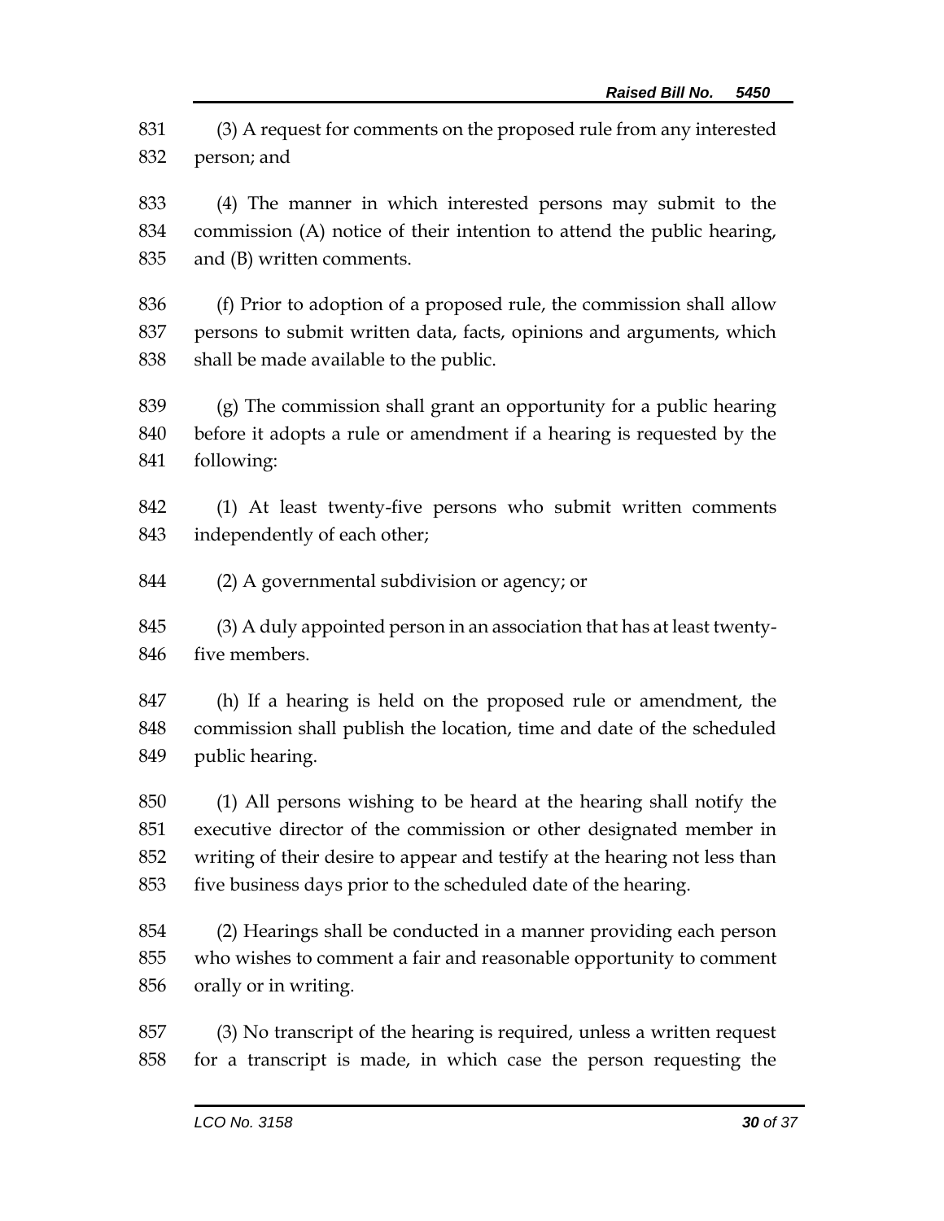(3) A request for comments on the proposed rule from any interested person; and

(4) The manner in which interested persons may submit to the commission (A) notice of their intention to attend the public hearing, and (B) written comments.

(f) Prior to adoption of a proposed rule, the commission shall allow persons to submit written data, facts, opinions and arguments, which shall be made available to the public.

(g) The commission shall grant an opportunity for a public hearing before it adopts a rule or amendment if a hearing is requested by the following:

(1) At least twenty-five persons who submit written comments independently of each other;

(2) A governmental subdivision or agency; or

(3) A duly appointed person in an association that has at least twenty-five members.

(h) If a hearing is held on the proposed rule or amendment, the commission shall publish the location, time and date of the scheduled public hearing.

(1) All persons wishing to be heard at the hearing shall notify the executive director of the commission or other designated member in writing of their desire to appear and testify at the hearing not less than five business days prior to the scheduled date of the hearing.

(2) Hearings shall be conducted in a manner providing each person who wishes to comment a fair and reasonable opportunity to comment orally or in writing.

(3) No transcript of the hearing is required, unless a written request for a transcript is made, in which case the person requesting the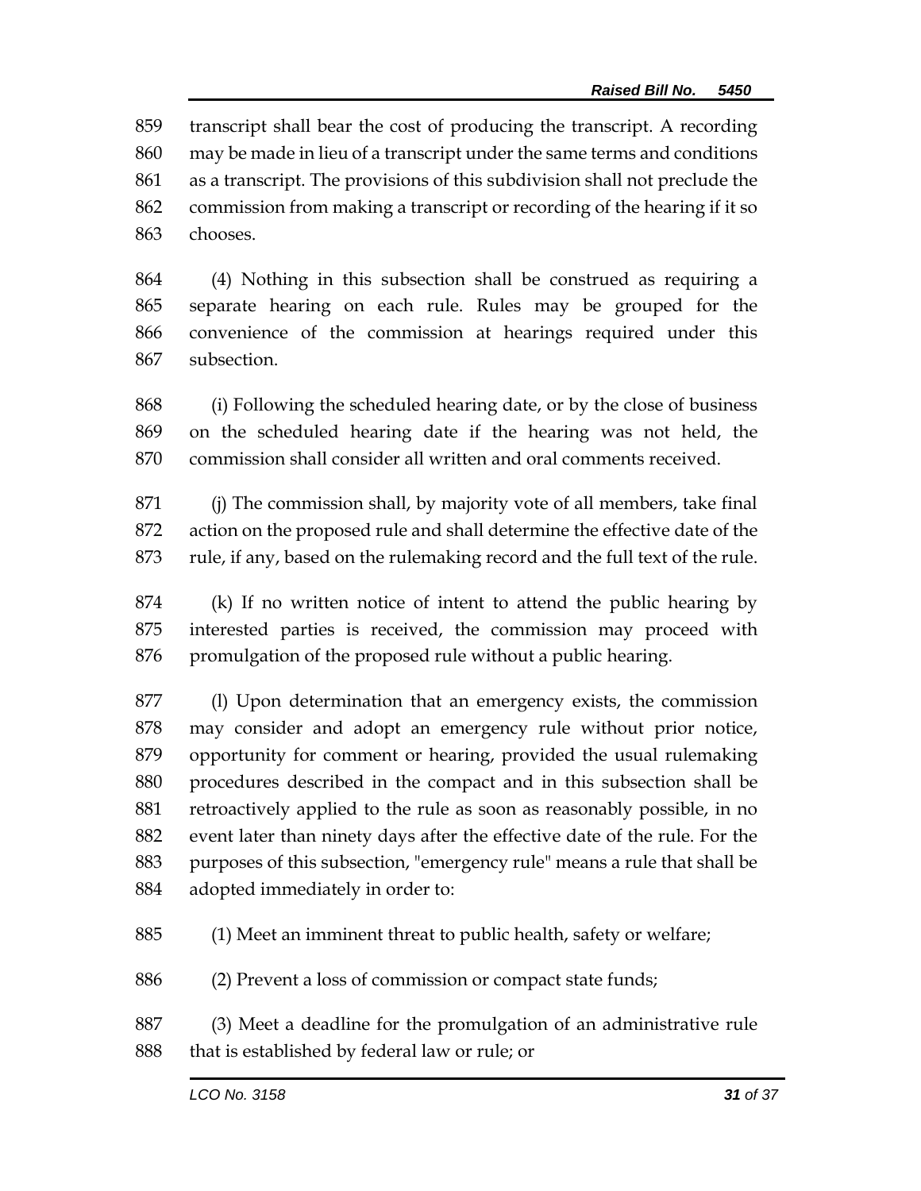transcript shall bear the cost of producing the transcript. A recording may be made in lieu of a transcript under the same terms and conditions as a transcript. The provisions of this subdivision shall not preclude the commission from making a transcript or recording of the hearing if it so chooses.

(4) Nothing in this subsection shall be construed as requiring a separate hearing on each rule. Rules may be grouped for the convenience of the commission at hearings required under this subsection.

(i) Following the scheduled hearing date, or by the close of business on the scheduled hearing date if the hearing was not held, the commission shall consider all written and oral comments received.

(j) The commission shall, by majority vote of all members, take final action on the proposed rule and shall determine the effective date of the rule, if any, based on the rulemaking record and the full text of the rule.

(k) If no written notice of intent to attend the public hearing by interested parties is received, the commission may proceed with promulgation of the proposed rule without a public hearing.

(l) Upon determination that an emergency exists, the commission may consider and adopt an emergency rule without prior notice, opportunity for comment or hearing, provided the usual rulemaking procedures described in the compact and in this subsection shall be retroactively applied to the rule as soon as reasonably possible, in no event later than ninety days after the effective date of the rule. For the purposes of this subsection, "emergency rule" means a rule that shall be adopted immediately in order to:

(1) Meet an imminent threat to public health, safety or welfare;

(2) Prevent a loss of commission or compact state funds;

(3) Meet a deadline for the promulgation of an administrative rule that is established by federal law or rule; or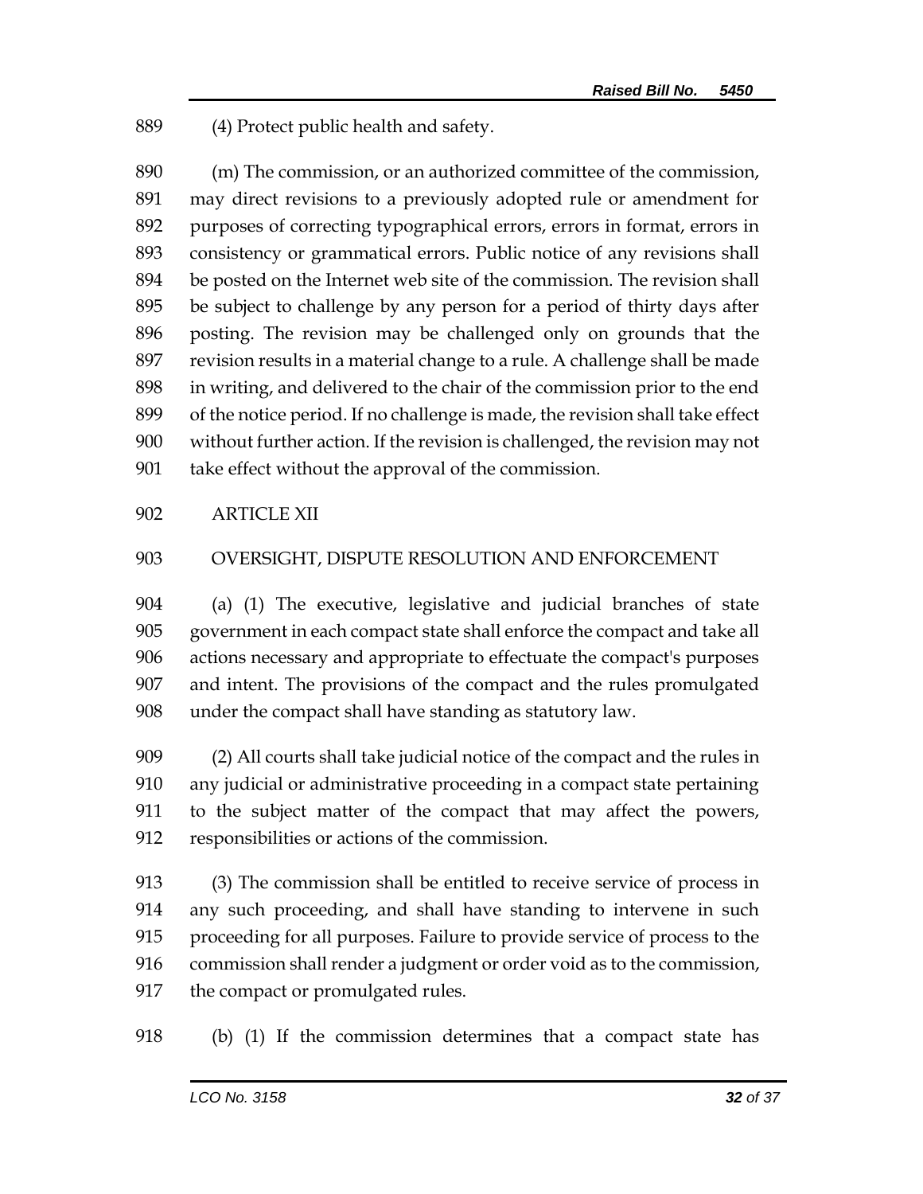(4) Protect public health and safety.

(m) The commission, or an authorized committee of the commission, may direct revisions to a previously adopted rule or amendment for purposes of correcting typographical errors, errors in format, errors in consistency or grammatical errors. Public notice of any revisions shall be posted on the Internet web site of the commission. The revision shall be subject to challenge by any person for a period of thirty days after posting. The revision may be challenged only on grounds that the revision results in a material change to a rule. A challenge shall be made in writing, and delivered to the chair of the commission prior to the end of the notice period. If no challenge is made, the revision shall take effect without further action. If the revision is challenged, the revision may not take effect without the approval of the commission.

ARTICLE XII

OVERSIGHT, DISPUTE RESOLUTION AND ENFORCEMENT

(a) (1) The executive, legislative and judicial branches of state government in each compact state shall enforce the compact and take all actions necessary and appropriate to effectuate the compact's purposes and intent. The provisions of the compact and the rules promulgated under the compact shall have standing as statutory law.

(2) All courts shall take judicial notice of the compact and the rules in any judicial or administrative proceeding in a compact state pertaining to the subject matter of the compact that may affect the powers, responsibilities or actions of the commission.

(3) The commission shall be entitled to receive service of process in any such proceeding, and shall have standing to intervene in such proceeding for all purposes. Failure to provide service of process to the commission shall render a judgment or order void as to the commission, the compact or promulgated rules.

(b) (1) If the commission determines that a compact state has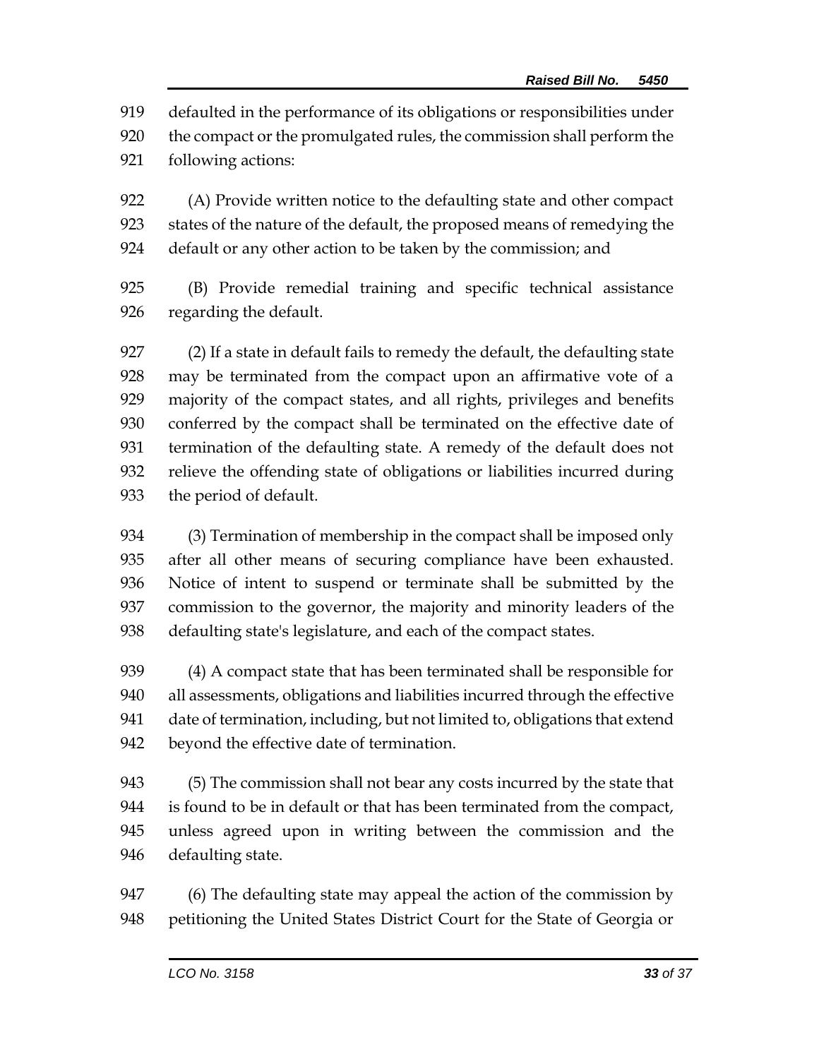defaulted in the performance of its obligations or responsibilities under the compact or the promulgated rules, the commission shall perform the following actions:

(A) Provide written notice to the defaulting state and other compact states of the nature of the default, the proposed means of remedying the default or any other action to be taken by the commission; and

(B) Provide remedial training and specific technical assistance regarding the default.

(2) If a state in default fails to remedy the default, the defaulting state may be terminated from the compact upon an affirmative vote of a majority of the compact states, and all rights, privileges and benefits conferred by the compact shall be terminated on the effective date of termination of the defaulting state. A remedy of the default does not relieve the offending state of obligations or liabilities incurred during the period of default.

(3) Termination of membership in the compact shall be imposed only after all other means of securing compliance have been exhausted. Notice of intent to suspend or terminate shall be submitted by the commission to the governor, the majority and minority leaders of the defaulting state's legislature, and each of the compact states.

(4) A compact state that has been terminated shall be responsible for all assessments, obligations and liabilities incurred through the effective date of termination, including, but not limited to, obligations that extend beyond the effective date of termination.

(5) The commission shall not bear any costs incurred by the state that is found to be in default or that has been terminated from the compact, unless agreed upon in writing between the commission and the defaulting state.

(6) The defaulting state may appeal the action of the commission by petitioning the United States District Court for the State of Georgia or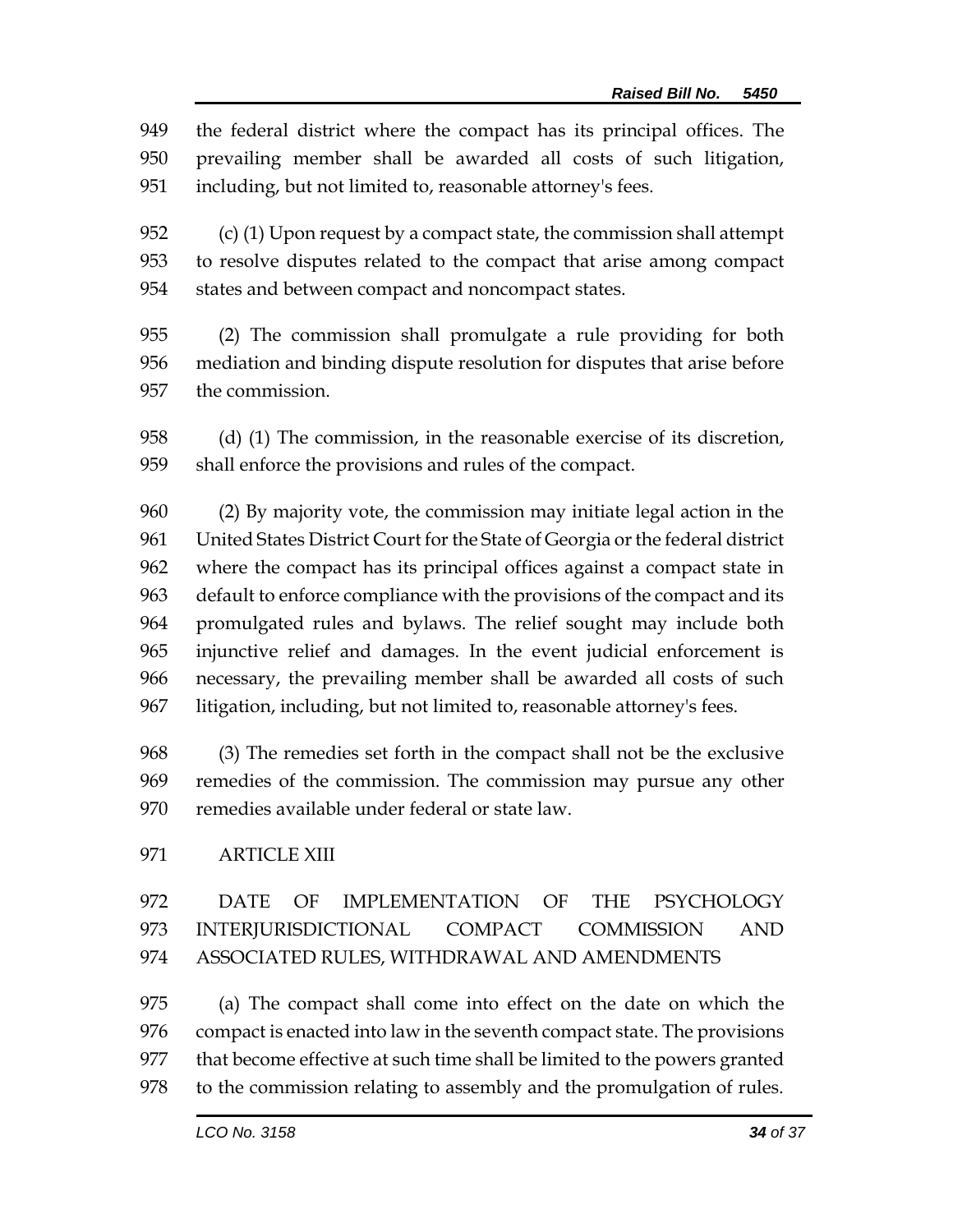the federal district where the compact has its principal offices. The prevailing member shall be awarded all costs of such litigation, including, but not limited to, reasonable attorney's fees.

(c) (1) Upon request by a compact state, the commission shall attempt to resolve disputes related to the compact that arise among compact states and between compact and noncompact states.

(2) The commission shall promulgate a rule providing for both mediation and binding dispute resolution for disputes that arise before the commission.

(d) (1) The commission, in the reasonable exercise of its discretion, shall enforce the provisions and rules of the compact.

(2) By majority vote, the commission may initiate legal action in the United States District Court for the State of Georgia or the federal district where the compact has its principal offices against a compact state in default to enforce compliance with the provisions of the compact and its promulgated rules and bylaws. The relief sought may include both injunctive relief and damages. In the event judicial enforcement is necessary, the prevailing member shall be awarded all costs of such litigation, including, but not limited to, reasonable attorney's fees.

(3) The remedies set forth in the compact shall not be the exclusive remedies of the commission. The commission may pursue any other remedies available under federal or state law.

ARTICLE XIII

DATE OF IMPLEMENTATION OF THE PSYCHOLOGY INTERJURISDICTIONAL COMPACT COMMISSION AND ASSOCIATED RULES, WITHDRAWAL AND AMENDMENTS

(a) The compact shall come into effect on the date on which the compact is enacted into law in the seventh compact state. The provisions that become effective at such time shall be limited to the powers granted to the commission relating to assembly and the promulgation of rules.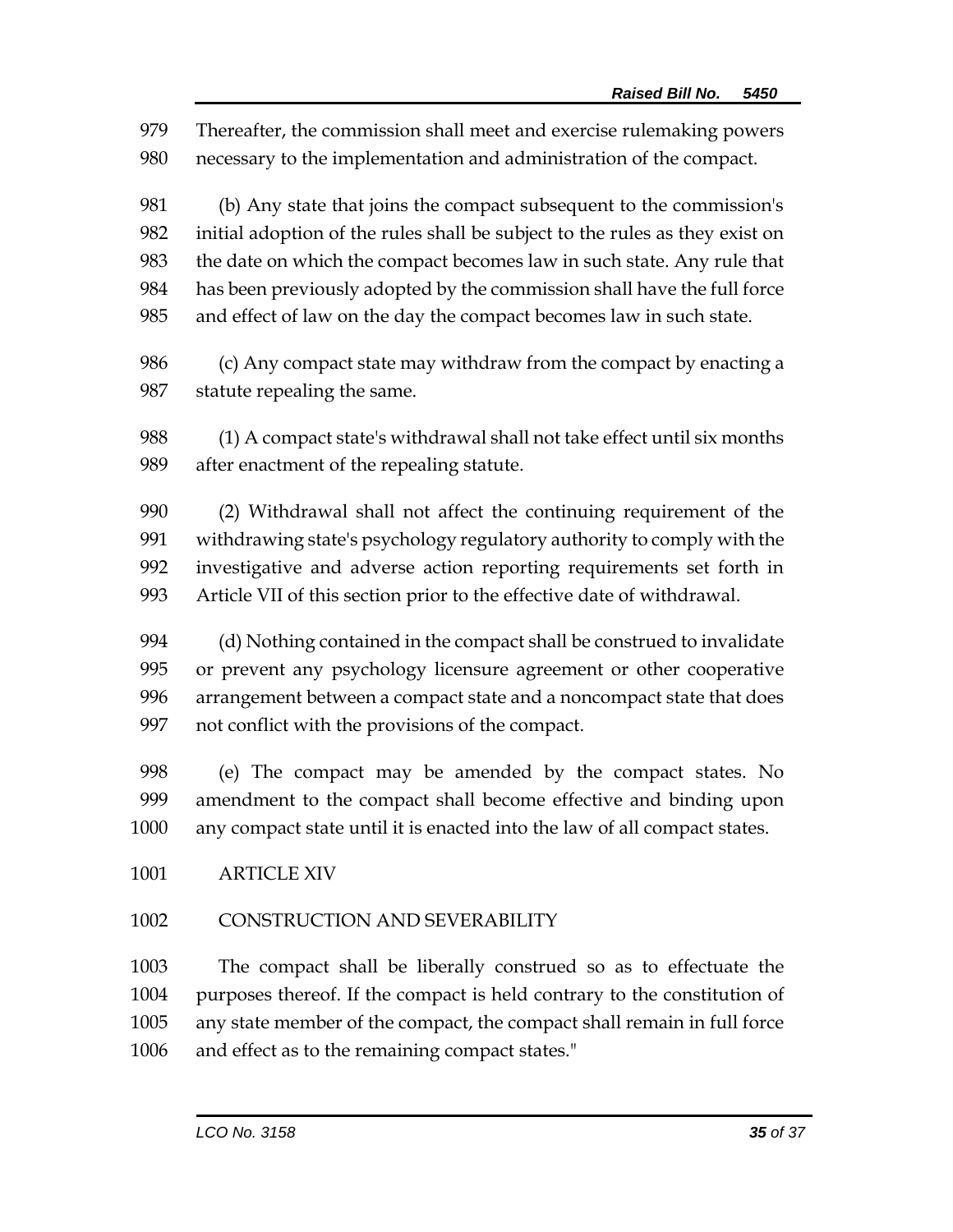Thereafter, the commission shall meet and exercise rulemaking powers necessary to the implementation and administration of the compact.

(b) Any state that joins the compact subsequent to the commission's initial adoption of the rules shall be subject to the rules as they exist on the date on which the compact becomes law in such state. Any rule that has been previously adopted by the commission shall have the full force and effect of law on the day the compact becomes law in such state.

(c) Any compact state may withdraw from the compact by enacting a statute repealing the same.

(1) A compact state's withdrawal shall not take effect until six months after enactment of the repealing statute.

(2) Withdrawal shall not affect the continuing requirement of the withdrawing state's psychology regulatory authority to comply with the investigative and adverse action reporting requirements set forth in Article VII of this section prior to the effective date of withdrawal.

(d) Nothing contained in the compact shall be construed to invalidate or prevent any psychology licensure agreement or other cooperative arrangement between a compact state and a noncompact state that does not conflict with the provisions of the compact.

(e) The compact may be amended by the compact states. No amendment to the compact shall become effective and binding upon any compact state until it is enacted into the law of all compact states.

ARTICLE XIV

CONSTRUCTION AND SEVERABILITY

The compact shall be liberally construed so as to effectuate the purposes thereof. If the compact is held contrary to the constitution of any state member of the compact, the compact shall remain in full force and effect as to the remaining compact states."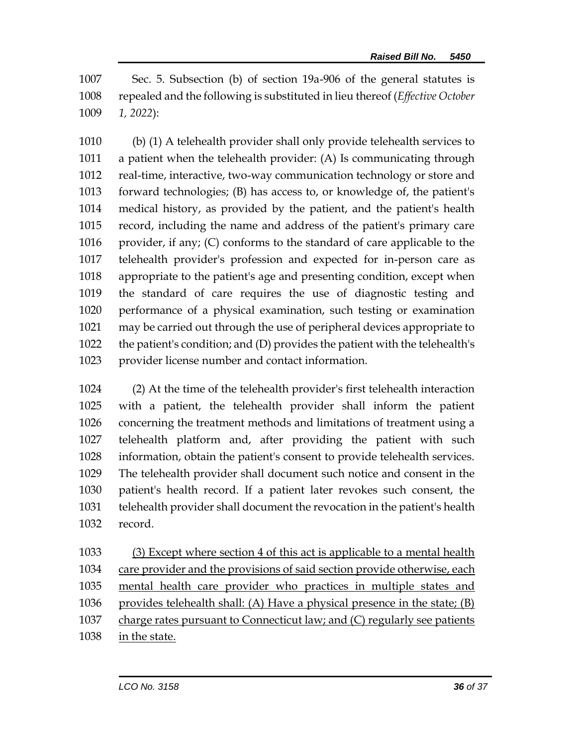1007 Sec. 5. Subsection (b) of section 19a-906 of the general statutes is
1008 repealed and the following is substituted in lieu thereof (*Effective October*
1009 *1, 2022*):

1010 (b) (1) A telehealth provider shall only provide telehealth services to
1011 a patient when the telehealth provider: (A) Is communicating through
1012 real-time, interactive, two-way communication technology or store and
1013 forward technologies; (B) has access to, or knowledge of, the patient's
1014 medical history, as provided by the patient, and the patient's health
1015 record, including the name and address of the patient's primary care
1016 provider, if any; (C) conforms to the standard of care applicable to the
1017 telehealth provider's profession and expected for in-person care as
1018 appropriate to the patient's age and presenting condition, except when
1019 the standard of care requires the use of diagnostic testing and
1020 performance of a physical examination, such testing or examination
1021 may be carried out through the use of peripheral devices appropriate to
1022 the patient's condition; and (D) provides the patient with the telehealth's
1023 provider license number and contact information.

1024 (2) At the time of the telehealth provider's first telehealth interaction
1025 with a patient, the telehealth provider shall inform the patient
1026 concerning the treatment methods and limitations of treatment using a
1027 telehealth platform and, after providing the patient with such
1028 information, obtain the patient's consent to provide telehealth services.
1029 The telehealth provider shall document such notice and consent in the
1030 patient's health record. If a patient later revokes such consent, the
1031 telehealth provider shall document the revocation in the patient's health
1032 record.

1033 <u>(3) Except where section 4 of this act is applicable to a mental health</u>
1034 <u>care provider and the provisions of said section provide otherwise, each</u>
1035 <u>mental health care provider who practices in multiple states and</u>
1036 <u>provides telehealth shall: (A) Have a physical presence in the state; (B)</u>
1037 <u>charge rates pursuant to Connecticut law; and (C) regularly see patients</u>
1038 <u>in the state.</u>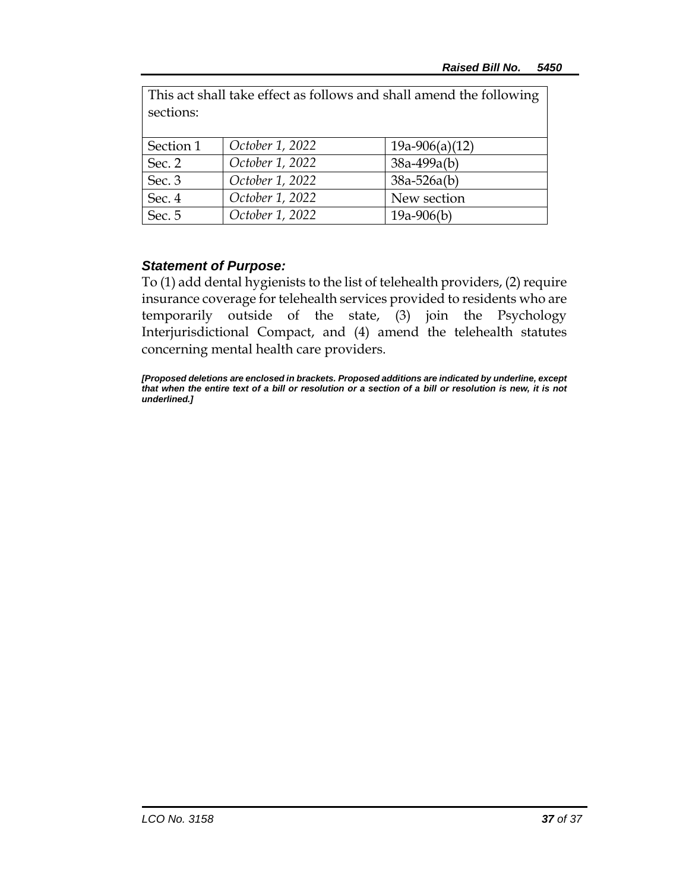This act shall take effect as follows and shall amend the following sections:

| | | |
|---|---|---|
| Section 1 | *October 1, 2022* | 19a-906(a)(12) |
| Sec. 2 | *October 1, 2022* | 38a-499a(b) |
| Sec. 3 | *October 1, 2022* | 38a-526a(b) |
| Sec. 4 | *October 1, 2022* | New section |
| Sec. 5 | *October 1, 2022* | 19a-906(b) |

### *Statement of Purpose:*

To (1) add dental hygienists to the list of telehealth providers, (2) require insurance coverage for telehealth services provided to residents who are temporarily outside of the state, (3) join the Psychology Interjurisdictional Compact, and (4) amend the telehealth statutes concerning mental health care providers.

***[Proposed deletions are enclosed in brackets. Proposed additions are indicated by underline, except that when the entire text of a bill or resolution or a section of a bill or resolution is new, it is not underlined.]***